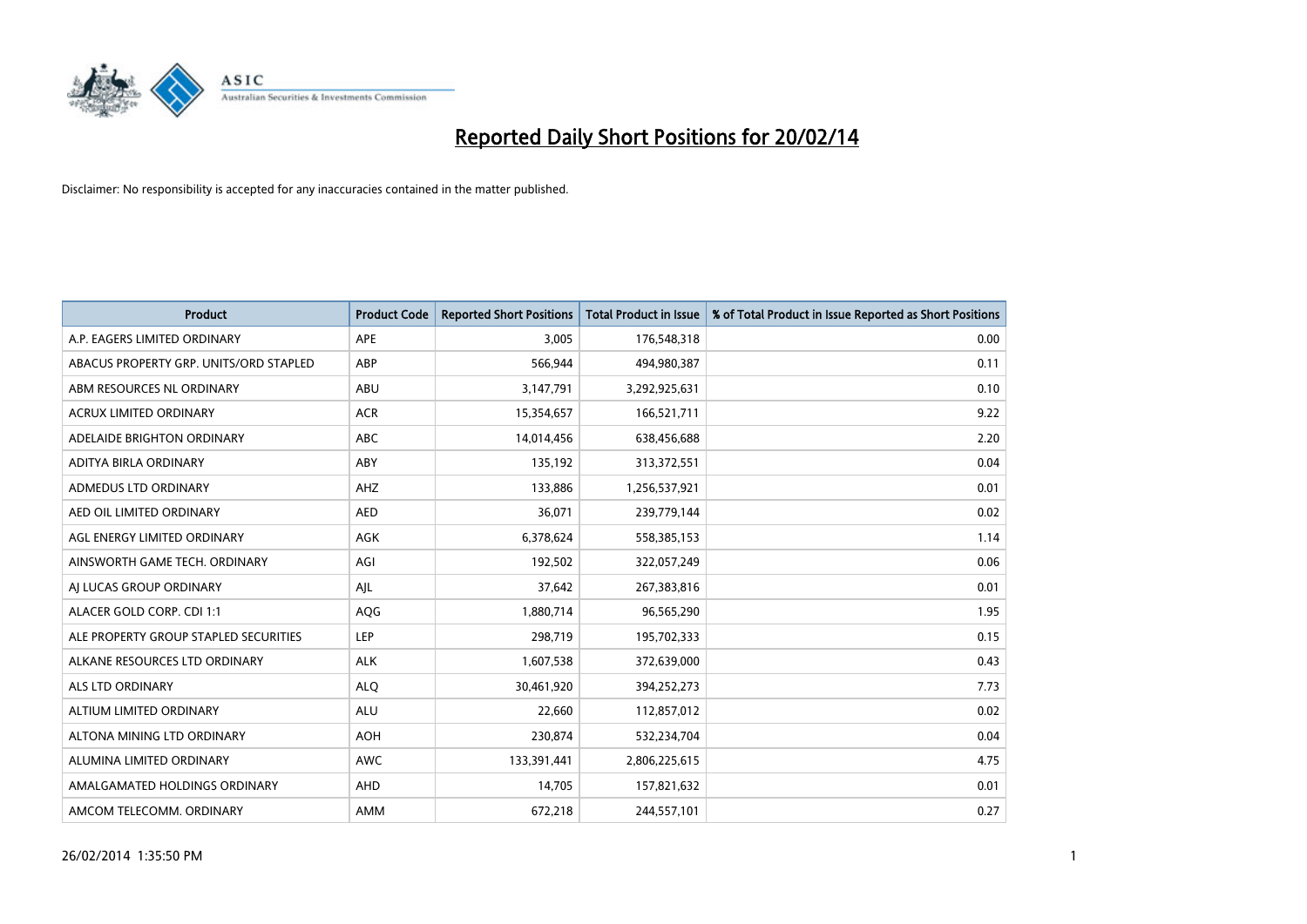# Reported Daily Short Positions for 20/02/14

Disclaimer: No responsibility is accepted for any inaccuracies contained in the matter published.

| Product | Product Code | Reported Short Positions | Total Product in Issue | % of Total Product in Issue Reported as Short Positions |
|---|---|---|---|---|
| A.P. EAGERS LIMITED ORDINARY | APE | 3,005 | 176,548,318 | 0.00 |
| ABACUS PROPERTY GRP. UNITS/ORD STAPLED | ABP | 566,944 | 494,980,387 | 0.11 |
| ABM RESOURCES NL ORDINARY | ABU | 3,147,791 | 3,292,925,631 | 0.10 |
| ACRUX LIMITED ORDINARY | ACR | 15,354,657 | 166,521,711 | 9.22 |
| ADELAIDE BRIGHTON ORDINARY | ABC | 14,014,456 | 638,456,688 | 2.20 |
| ADITYA BIRLA ORDINARY | ABY | 135,192 | 313,372,551 | 0.04 |
| ADMEDUS LTD ORDINARY | AHZ | 133,886 | 1,256,537,921 | 0.01 |
| AED OIL LIMITED ORDINARY | AED | 36,071 | 239,779,144 | 0.02 |
| AGL ENERGY LIMITED ORDINARY | AGK | 6,378,624 | 558,385,153 | 1.14 |
| AINSWORTH GAME TECH. ORDINARY | AGI | 192,502 | 322,057,249 | 0.06 |
| AJ LUCAS GROUP ORDINARY | AJL | 37,642 | 267,383,816 | 0.01 |
| ALACER GOLD CORP. CDI 1:1 | AQG | 1,880,714 | 96,565,290 | 1.95 |
| ALE PROPERTY GROUP STAPLED SECURITIES | LEP | 298,719 | 195,702,333 | 0.15 |
| ALKANE RESOURCES LTD ORDINARY | ALK | 1,607,538 | 372,639,000 | 0.43 |
| ALS LTD ORDINARY | ALQ | 30,461,920 | 394,252,273 | 7.73 |
| ALTIUM LIMITED ORDINARY | ALU | 22,660 | 112,857,012 | 0.02 |
| ALTONA MINING LTD ORDINARY | AOH | 230,874 | 532,234,704 | 0.04 |
| ALUMINA LIMITED ORDINARY | AWC | 133,391,441 | 2,806,225,615 | 4.75 |
| AMALGAMATED HOLDINGS ORDINARY | AHD | 14,705 | 157,821,632 | 0.01 |
| AMCOM TELECOMM. ORDINARY | AMM | 672,218 | 244,557,101 | 0.27 |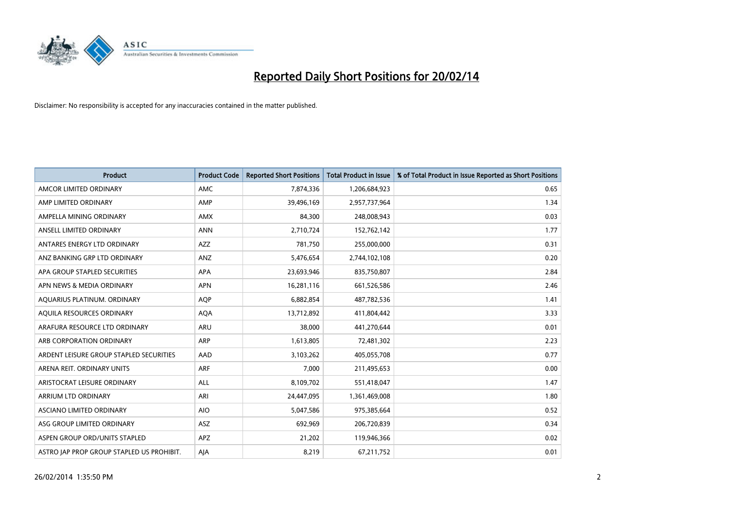# Reported Daily Short Positions for 20/02/14

Disclaimer: No responsibility is accepted for any inaccuracies contained in the matter published.

| Product | Product Code | Reported Short Positions | Total Product in Issue | % of Total Product in Issue Reported as Short Positions |
|---|---|---|---|---|
| AMCOR LIMITED ORDINARY | AMC | 7,874,336 | 1,206,684,923 | 0.65 |
| AMP LIMITED ORDINARY | AMP | 39,496,169 | 2,957,737,964 | 1.34 |
| AMPELLA MINING ORDINARY | AMX | 84,300 | 248,008,943 | 0.03 |
| ANSELL LIMITED ORDINARY | ANN | 2,710,724 | 152,762,142 | 1.77 |
| ANTARES ENERGY LTD ORDINARY | AZZ | 781,750 | 255,000,000 | 0.31 |
| ANZ BANKING GRP LTD ORDINARY | ANZ | 5,476,654 | 2,744,102,108 | 0.20 |
| APA GROUP STAPLED SECURITIES | APA | 23,693,946 | 835,750,807 | 2.84 |
| APN NEWS & MEDIA ORDINARY | APN | 16,281,116 | 661,526,586 | 2.46 |
| AQUARIUS PLATINUM. ORDINARY | AQP | 6,882,854 | 487,782,536 | 1.41 |
| AQUILA RESOURCES ORDINARY | AQA | 13,712,892 | 411,804,442 | 3.33 |
| ARAFURA RESOURCE LTD ORDINARY | ARU | 38,000 | 441,270,644 | 0.01 |
| ARB CORPORATION ORDINARY | ARP | 1,613,805 | 72,481,302 | 2.23 |
| ARDENT LEISURE GROUP STAPLED SECURITIES | AAD | 3,103,262 | 405,055,708 | 0.77 |
| ARENA REIT. ORDINARY UNITS | ARF | 7,000 | 211,495,653 | 0.00 |
| ARISTOCRAT LEISURE ORDINARY | ALL | 8,109,702 | 551,418,047 | 1.47 |
| ARRIUM LTD ORDINARY | ARI | 24,447,095 | 1,361,469,008 | 1.80 |
| ASCIANO LIMITED ORDINARY | AIO | 5,047,586 | 975,385,664 | 0.52 |
| ASG GROUP LIMITED ORDINARY | ASZ | 692,969 | 206,720,839 | 0.34 |
| ASPEN GROUP ORD/UNITS STAPLED | APZ | 21,202 | 119,946,366 | 0.02 |
| ASTRO JAP PROP GROUP STAPLED US PROHIBIT. | AJA | 8,219 | 67,211,752 | 0.01 |

26/02/2014 1:35:50 PM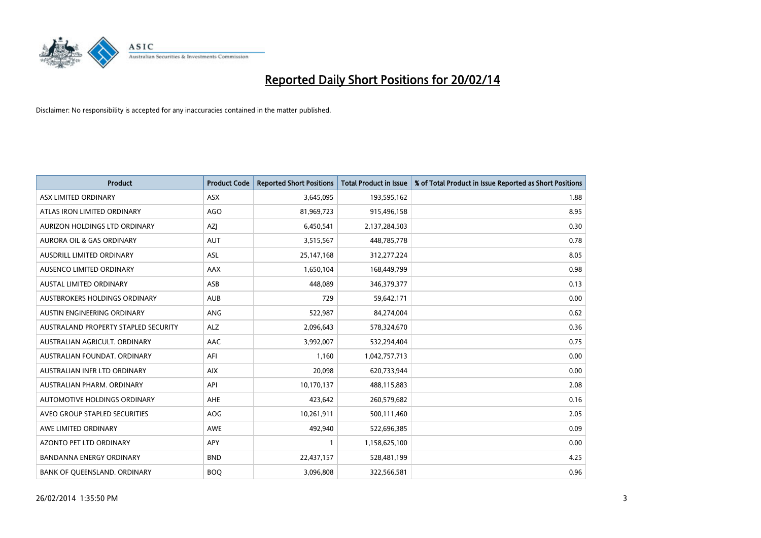# Reported Daily Short Positions for 20/02/14

Disclaimer: No responsibility is accepted for any inaccuracies contained in the matter published.

| Product | Product Code | Reported Short Positions | Total Product in Issue | % of Total Product in Issue Reported as Short Positions |
|---|---|---|---|---|
| ASX LIMITED ORDINARY | ASX | 3,645,095 | 193,595,162 | 1.88 |
| ATLAS IRON LIMITED ORDINARY | AGO | 81,969,723 | 915,496,158 | 8.95 |
| AURIZON HOLDINGS LTD ORDINARY | AZJ | 6,450,541 | 2,137,284,503 | 0.30 |
| AURORA OIL & GAS ORDINARY | AUT | 3,515,567 | 448,785,778 | 0.78 |
| AUSDRILL LIMITED ORDINARY | ASL | 25,147,168 | 312,277,224 | 8.05 |
| AUSENCO LIMITED ORDINARY | AAX | 1,650,104 | 168,449,799 | 0.98 |
| AUSTAL LIMITED ORDINARY | ASB | 448,089 | 346,379,377 | 0.13 |
| AUSTBROKERS HOLDINGS ORDINARY | AUB | 729 | 59,642,171 | 0.00 |
| AUSTIN ENGINEERING ORDINARY | ANG | 522,987 | 84,274,004 | 0.62 |
| AUSTRALAND PROPERTY STAPLED SECURITY | ALZ | 2,096,643 | 578,324,670 | 0.36 |
| AUSTRALIAN AGRICULT. ORDINARY | AAC | 3,992,007 | 532,294,404 | 0.75 |
| AUSTRALIAN FOUNDAT. ORDINARY | AFI | 1,160 | 1,042,757,713 | 0.00 |
| AUSTRALIAN INFR LTD ORDINARY | AIX | 20,098 | 620,733,944 | 0.00 |
| AUSTRALIAN PHARM. ORDINARY | API | 10,170,137 | 488,115,883 | 2.08 |
| AUTOMOTIVE HOLDINGS ORDINARY | AHE | 423,642 | 260,579,682 | 0.16 |
| AVEO GROUP STAPLED SECURITIES | AOG | 10,261,911 | 500,111,460 | 2.05 |
| AWE LIMITED ORDINARY | AWE | 492,940 | 522,696,385 | 0.09 |
| AZONTO PET LTD ORDINARY | APY | 1 | 1,158,625,100 | 0.00 |
| BANDANNA ENERGY ORDINARY | BND | 22,437,157 | 528,481,199 | 4.25 |
| BANK OF QUEENSLAND. ORDINARY | BOQ | 3,096,808 | 322,566,581 | 0.96 |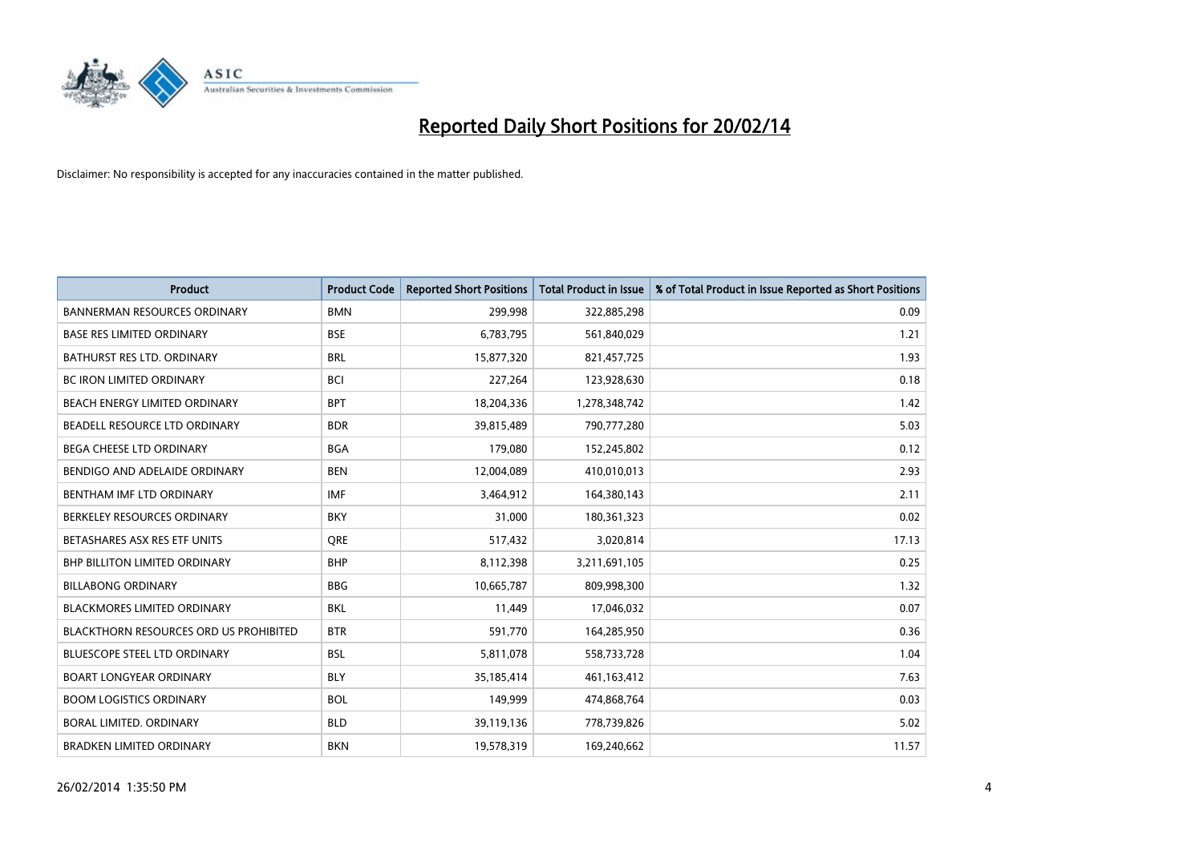# Reported Daily Short Positions for 20/02/14

Disclaimer: No responsibility is accepted for any inaccuracies contained in the matter published.

| Product | Product Code | Reported Short Positions | Total Product in Issue | % of Total Product in Issue Reported as Short Positions |
|---|---|---|---|---|
| BANNERMAN RESOURCES ORDINARY | BMN | 299,998 | 322,885,298 | 0.09 |
| BASE RES LIMITED ORDINARY | BSE | 6,783,795 | 561,840,029 | 1.21 |
| BATHURST RES LTD. ORDINARY | BRL | 15,877,320 | 821,457,725 | 1.93 |
| BC IRON LIMITED ORDINARY | BCI | 227,264 | 123,928,630 | 0.18 |
| BEACH ENERGY LIMITED ORDINARY | BPT | 18,204,336 | 1,278,348,742 | 1.42 |
| BEADELL RESOURCE LTD ORDINARY | BDR | 39,815,489 | 790,777,280 | 5.03 |
| BEGA CHEESE LTD ORDINARY | BGA | 179,080 | 152,245,802 | 0.12 |
| BENDIGO AND ADELAIDE ORDINARY | BEN | 12,004,089 | 410,010,013 | 2.93 |
| BENTHAM IMF LTD ORDINARY | IMF | 3,464,912 | 164,380,143 | 2.11 |
| BERKELEY RESOURCES ORDINARY | BKY | 31,000 | 180,361,323 | 0.02 |
| BETASHARES ASX RES ETF UNITS | QRE | 517,432 | 3,020,814 | 17.13 |
| BHP BILLITON LIMITED ORDINARY | BHP | 8,112,398 | 3,211,691,105 | 0.25 |
| BILLABONG ORDINARY | BBG | 10,665,787 | 809,998,300 | 1.32 |
| BLACKMORES LIMITED ORDINARY | BKL | 11,449 | 17,046,032 | 0.07 |
| BLACKTHORN RESOURCES ORD US PROHIBITED | BTR | 591,770 | 164,285,950 | 0.36 |
| BLUESCOPE STEEL LTD ORDINARY | BSL | 5,811,078 | 558,733,728 | 1.04 |
| BOART LONGYEAR ORDINARY | BLY | 35,185,414 | 461,163,412 | 7.63 |
| BOOM LOGISTICS ORDINARY | BOL | 149,999 | 474,868,764 | 0.03 |
| BORAL LIMITED. ORDINARY | BLD | 39,119,136 | 778,739,826 | 5.02 |
| BRADKEN LIMITED ORDINARY | BKN | 19,578,319 | 169,240,662 | 11.57 |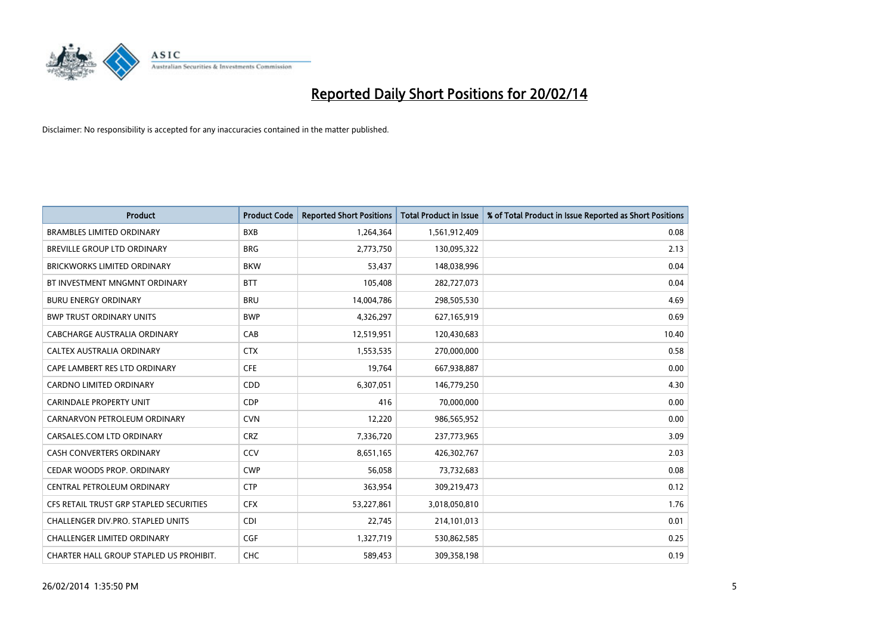# Reported Daily Short Positions for 20/02/14

Disclaimer: No responsibility is accepted for any inaccuracies contained in the matter published.

| Product | Product Code | Reported Short Positions | Total Product in Issue | % of Total Product in Issue Reported as Short Positions |
|---|---|---|---|---|
| BRAMBLES LIMITED ORDINARY | BXB | 1,264,364 | 1,561,912,409 | 0.08 |
| BREVILLE GROUP LTD ORDINARY | BRG | 2,773,750 | 130,095,322 | 2.13 |
| BRICKWORKS LIMITED ORDINARY | BKW | 53,437 | 148,038,996 | 0.04 |
| BT INVESTMENT MNGMNT ORDINARY | BTT | 105,408 | 282,727,073 | 0.04 |
| BURU ENERGY ORDINARY | BRU | 14,004,786 | 298,505,530 | 4.69 |
| BWP TRUST ORDINARY UNITS | BWP | 4,326,297 | 627,165,919 | 0.69 |
| CABCHARGE AUSTRALIA ORDINARY | CAB | 12,519,951 | 120,430,683 | 10.40 |
| CALTEX AUSTRALIA ORDINARY | CTX | 1,553,535 | 270,000,000 | 0.58 |
| CAPE LAMBERT RES LTD ORDINARY | CFE | 19,764 | 667,938,887 | 0.00 |
| CARDNO LIMITED ORDINARY | CDD | 6,307,051 | 146,779,250 | 4.30 |
| CARINDALE PROPERTY UNIT | CDP | 416 | 70,000,000 | 0.00 |
| CARNARVON PETROLEUM ORDINARY | CVN | 12,220 | 986,565,952 | 0.00 |
| CARSALES.COM LTD ORDINARY | CRZ | 7,336,720 | 237,773,965 | 3.09 |
| CASH CONVERTERS ORDINARY | CCV | 8,651,165 | 426,302,767 | 2.03 |
| CEDAR WOODS PROP. ORDINARY | CWP | 56,058 | 73,732,683 | 0.08 |
| CENTRAL PETROLEUM ORDINARY | CTP | 363,954 | 309,219,473 | 0.12 |
| CFS RETAIL TRUST GRP STAPLED SECURITIES | CFX | 53,227,861 | 3,018,050,810 | 1.76 |
| CHALLENGER DIV.PRO. STAPLED UNITS | CDI | 22,745 | 214,101,013 | 0.01 |
| CHALLENGER LIMITED ORDINARY | CGF | 1,327,719 | 530,862,585 | 0.25 |
| CHARTER HALL GROUP STAPLED US PROHIBIT. | CHC | 589,453 | 309,358,198 | 0.19 |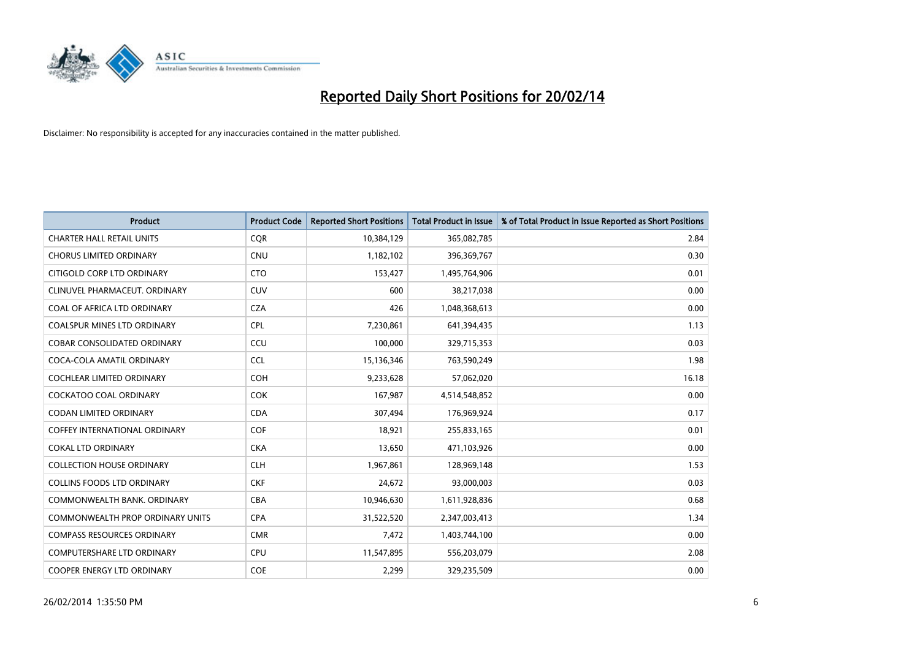# Reported Daily Short Positions for 20/02/14

Disclaimer: No responsibility is accepted for any inaccuracies contained in the matter published.

| Product | Product Code | Reported Short Positions | Total Product in Issue | % of Total Product in Issue Reported as Short Positions |
|---|---|---|---|---|
| CHARTER HALL RETAIL UNITS | CQR | 10,384,129 | 365,082,785 | 2.84 |
| CHORUS LIMITED ORDINARY | CNU | 1,182,102 | 396,369,767 | 0.30 |
| CITIGOLD CORP LTD ORDINARY | CTO | 153,427 | 1,495,764,906 | 0.01 |
| CLINUVEL PHARMACEUT. ORDINARY | CUV | 600 | 38,217,038 | 0.00 |
| COAL OF AFRICA LTD ORDINARY | CZA | 426 | 1,048,368,613 | 0.00 |
| COALSPUR MINES LTD ORDINARY | CPL | 7,230,861 | 641,394,435 | 1.13 |
| COBAR CONSOLIDATED ORDINARY | CCU | 100,000 | 329,715,353 | 0.03 |
| COCA-COLA AMATIL ORDINARY | CCL | 15,136,346 | 763,590,249 | 1.98 |
| COCHLEAR LIMITED ORDINARY | COH | 9,233,628 | 57,062,020 | 16.18 |
| COCKATOO COAL ORDINARY | COK | 167,987 | 4,514,548,852 | 0.00 |
| CODAN LIMITED ORDINARY | CDA | 307,494 | 176,969,924 | 0.17 |
| COFFEY INTERNATIONAL ORDINARY | COF | 18,921 | 255,833,165 | 0.01 |
| COKAL LTD ORDINARY | CKA | 13,650 | 471,103,926 | 0.00 |
| COLLECTION HOUSE ORDINARY | CLH | 1,967,861 | 128,969,148 | 1.53 |
| COLLINS FOODS LTD ORDINARY | CKF | 24,672 | 93,000,003 | 0.03 |
| COMMONWEALTH BANK. ORDINARY | CBA | 10,946,630 | 1,611,928,836 | 0.68 |
| COMMONWEALTH PROP ORDINARY UNITS | CPA | 31,522,520 | 2,347,003,413 | 1.34 |
| COMPASS RESOURCES ORDINARY | CMR | 7,472 | 1,403,744,100 | 0.00 |
| COMPUTERSHARE LTD ORDINARY | CPU | 11,547,895 | 556,203,079 | 2.08 |
| COOPER ENERGY LTD ORDINARY | COE | 2,299 | 329,235,509 | 0.00 |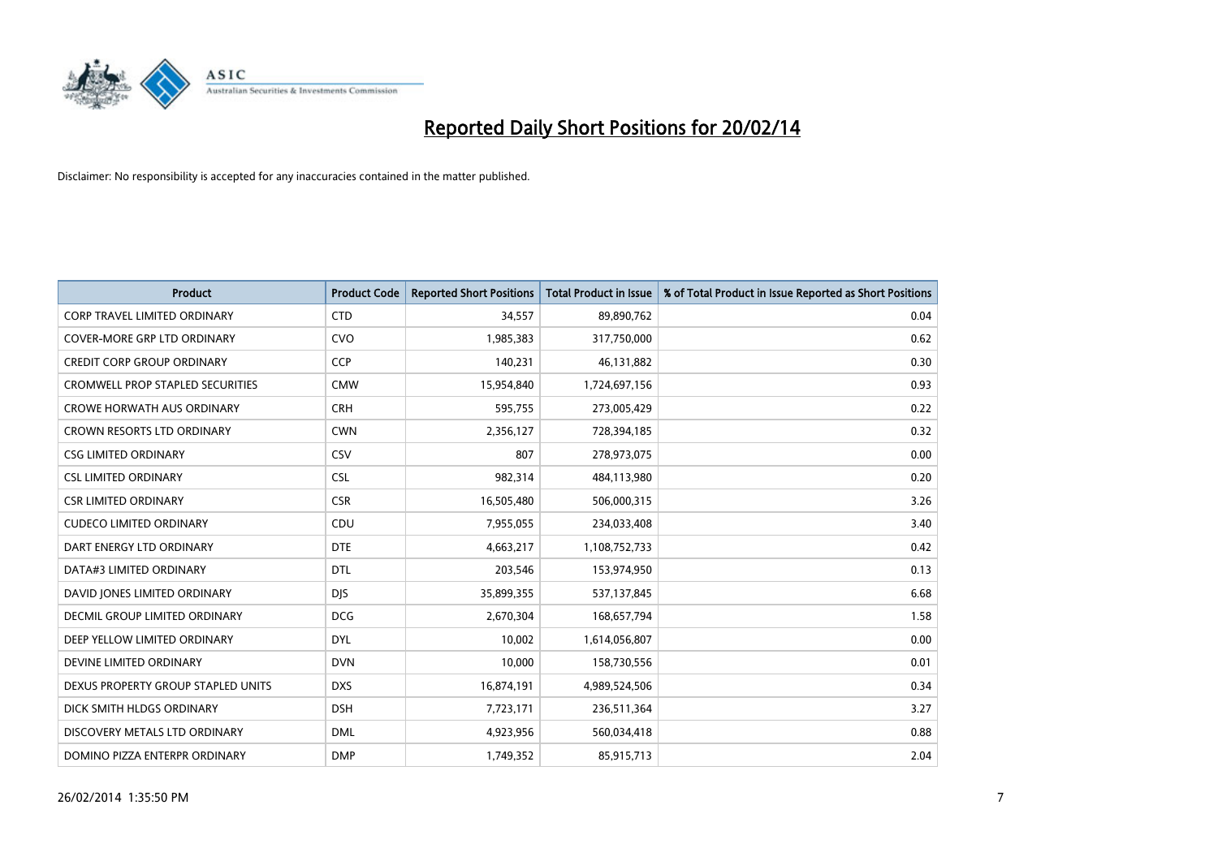# Reported Daily Short Positions for 20/02/14

Disclaimer: No responsibility is accepted for any inaccuracies contained in the matter published.

| Product | Product Code | Reported Short Positions | Total Product in Issue | % of Total Product in Issue Reported as Short Positions |
|---|---|---|---|---|
| CORP TRAVEL LIMITED ORDINARY | CTD | 34,557 | 89,890,762 | 0.04 |
| COVER-MORE GRP LTD ORDINARY | CVO | 1,985,383 | 317,750,000 | 0.62 |
| CREDIT CORP GROUP ORDINARY | CCP | 140,231 | 46,131,882 | 0.30 |
| CROMWELL PROP STAPLED SECURITIES | CMW | 15,954,840 | 1,724,697,156 | 0.93 |
| CROWE HORWATH AUS ORDINARY | CRH | 595,755 | 273,005,429 | 0.22 |
| CROWN RESORTS LTD ORDINARY | CWN | 2,356,127 | 728,394,185 | 0.32 |
| CSG LIMITED ORDINARY | CSV | 807 | 278,973,075 | 0.00 |
| CSL LIMITED ORDINARY | CSL | 982,314 | 484,113,980 | 0.20 |
| CSR LIMITED ORDINARY | CSR | 16,505,480 | 506,000,315 | 3.26 |
| CUDECO LIMITED ORDINARY | CDU | 7,955,055 | 234,033,408 | 3.40 |
| DART ENERGY LTD ORDINARY | DTE | 4,663,217 | 1,108,752,733 | 0.42 |
| DATA#3 LIMITED ORDINARY | DTL | 203,546 | 153,974,950 | 0.13 |
| DAVID JONES LIMITED ORDINARY | DJS | 35,899,355 | 537,137,845 | 6.68 |
| DECMIL GROUP LIMITED ORDINARY | DCG | 2,670,304 | 168,657,794 | 1.58 |
| DEEP YELLOW LIMITED ORDINARY | DYL | 10,002 | 1,614,056,807 | 0.00 |
| DEVINE LIMITED ORDINARY | DVN | 10,000 | 158,730,556 | 0.01 |
| DEXUS PROPERTY GROUP STAPLED UNITS | DXS | 16,874,191 | 4,989,524,506 | 0.34 |
| DICK SMITH HLDGS ORDINARY | DSH | 7,723,171 | 236,511,364 | 3.27 |
| DISCOVERY METALS LTD ORDINARY | DML | 4,923,956 | 560,034,418 | 0.88 |
| DOMINO PIZZA ENTERPR ORDINARY | DMP | 1,749,352 | 85,915,713 | 2.04 |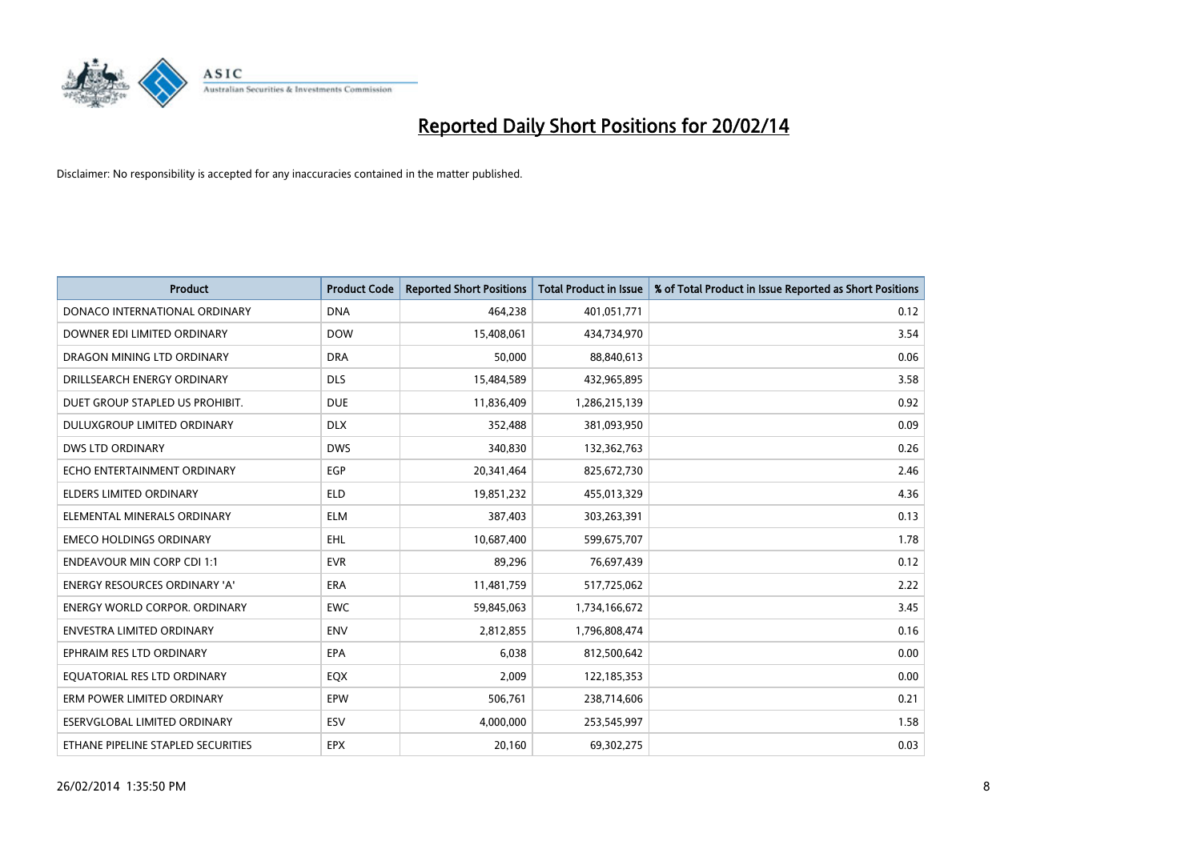# Reported Daily Short Positions for 20/02/14

Disclaimer: No responsibility is accepted for any inaccuracies contained in the matter published.

| Product | Product Code | Reported Short Positions | Total Product in Issue | % of Total Product in Issue Reported as Short Positions |
|---|---|---|---|---|
| DONACO INTERNATIONAL ORDINARY | DNA | 464,238 | 401,051,771 | 0.12 |
| DOWNER EDI LIMITED ORDINARY | DOW | 15,408,061 | 434,734,970 | 3.54 |
| DRAGON MINING LTD ORDINARY | DRA | 50,000 | 88,840,613 | 0.06 |
| DRILLSEARCH ENERGY ORDINARY | DLS | 15,484,589 | 432,965,895 | 3.58 |
| DUET GROUP STAPLED US PROHIBIT. | DUE | 11,836,409 | 1,286,215,139 | 0.92 |
| DULUXGROUP LIMITED ORDINARY | DLX | 352,488 | 381,093,950 | 0.09 |
| DWS LTD ORDINARY | DWS | 340,830 | 132,362,763 | 0.26 |
| ECHO ENTERTAINMENT ORDINARY | EGP | 20,341,464 | 825,672,730 | 2.46 |
| ELDERS LIMITED ORDINARY | ELD | 19,851,232 | 455,013,329 | 4.36 |
| ELEMENTAL MINERALS ORDINARY | ELM | 387,403 | 303,263,391 | 0.13 |
| EMECO HOLDINGS ORDINARY | EHL | 10,687,400 | 599,675,707 | 1.78 |
| ENDEAVOUR MIN CORP CDI 1:1 | EVR | 89,296 | 76,697,439 | 0.12 |
| ENERGY RESOURCES ORDINARY 'A' | ERA | 11,481,759 | 517,725,062 | 2.22 |
| ENERGY WORLD CORPOR. ORDINARY | EWC | 59,845,063 | 1,734,166,672 | 3.45 |
| ENVESTRA LIMITED ORDINARY | ENV | 2,812,855 | 1,796,808,474 | 0.16 |
| EPHRAIM RES LTD ORDINARY | EPA | 6,038 | 812,500,642 | 0.00 |
| EQUATORIAL RES LTD ORDINARY | EQX | 2,009 | 122,185,353 | 0.00 |
| ERM POWER LIMITED ORDINARY | EPW | 506,761 | 238,714,606 | 0.21 |
| ESERVGLOBAL LIMITED ORDINARY | ESV | 4,000,000 | 253,545,997 | 1.58 |
| ETHANE PIPELINE STAPLED SECURITIES | EPX | 20,160 | 69,302,275 | 0.03 |

26/02/2014 1:35:50 PM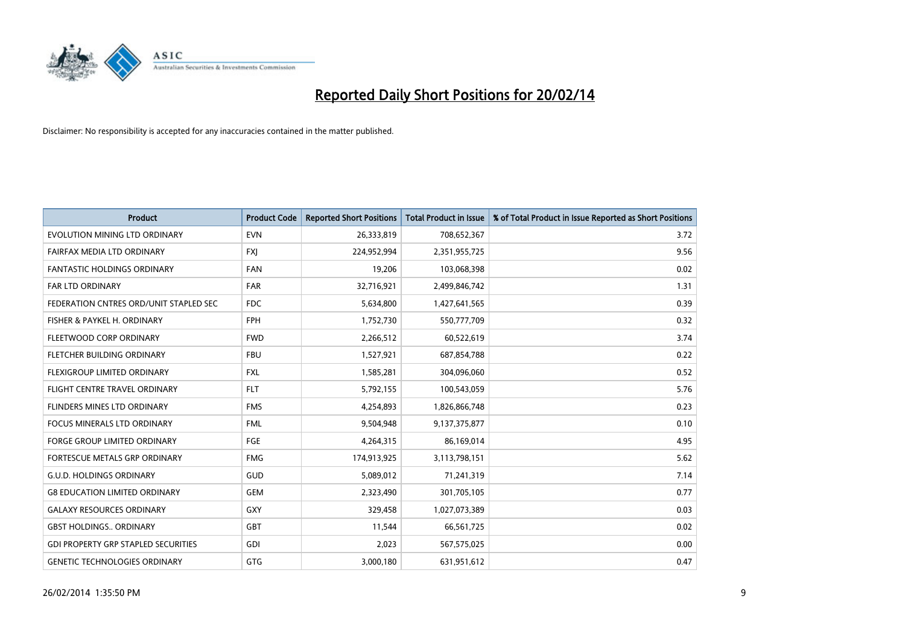# Reported Daily Short Positions for 20/02/14

Disclaimer: No responsibility is accepted for any inaccuracies contained in the matter published.

| Product | Product Code | Reported Short Positions | Total Product in Issue | % of Total Product in Issue Reported as Short Positions |
|---|---|---|---|---|
| EVOLUTION MINING LTD ORDINARY | EVN | 26,333,819 | 708,652,367 | 3.72 |
| FAIRFAX MEDIA LTD ORDINARY | FXJ | 224,952,994 | 2,351,955,725 | 9.56 |
| FANTASTIC HOLDINGS ORDINARY | FAN | 19,206 | 103,068,398 | 0.02 |
| FAR LTD ORDINARY | FAR | 32,716,921 | 2,499,846,742 | 1.31 |
| FEDERATION CNTRES ORD/UNIT STAPLED SEC | FDC | 5,634,800 | 1,427,641,565 | 0.39 |
| FISHER & PAYKEL H. ORDINARY | FPH | 1,752,730 | 550,777,709 | 0.32 |
| FLEETWOOD CORP ORDINARY | FWD | 2,266,512 | 60,522,619 | 3.74 |
| FLETCHER BUILDING ORDINARY | FBU | 1,527,921 | 687,854,788 | 0.22 |
| FLEXIGROUP LIMITED ORDINARY | FXL | 1,585,281 | 304,096,060 | 0.52 |
| FLIGHT CENTRE TRAVEL ORDINARY | FLT | 5,792,155 | 100,543,059 | 5.76 |
| FLINDERS MINES LTD ORDINARY | FMS | 4,254,893 | 1,826,866,748 | 0.23 |
| FOCUS MINERALS LTD ORDINARY | FML | 9,504,948 | 9,137,375,877 | 0.10 |
| FORGE GROUP LIMITED ORDINARY | FGE | 4,264,315 | 86,169,014 | 4.95 |
| FORTESCUE METALS GRP ORDINARY | FMG | 174,913,925 | 3,113,798,151 | 5.62 |
| G.U.D. HOLDINGS ORDINARY | GUD | 5,089,012 | 71,241,319 | 7.14 |
| G8 EDUCATION LIMITED ORDINARY | GEM | 2,323,490 | 301,705,105 | 0.77 |
| GALAXY RESOURCES ORDINARY | GXY | 329,458 | 1,027,073,389 | 0.03 |
| GBST HOLDINGS.. ORDINARY | GBT | 11,544 | 66,561,725 | 0.02 |
| GDI PROPERTY GRP STAPLED SECURITIES | GDI | 2,023 | 567,575,025 | 0.00 |
| GENETIC TECHNOLOGIES ORDINARY | GTG | 3,000,180 | 631,951,612 | 0.47 |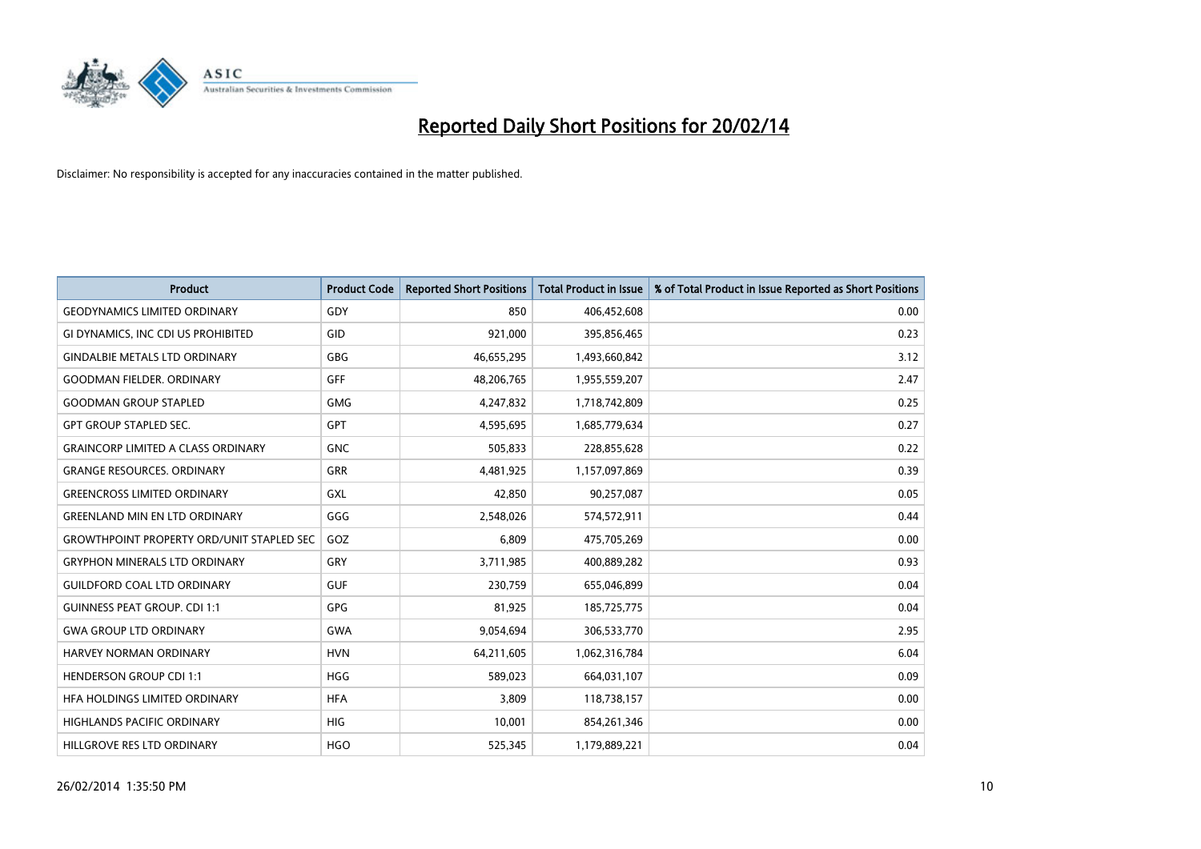# Reported Daily Short Positions for 20/02/14

Disclaimer: No responsibility is accepted for any inaccuracies contained in the matter published.

| Product | Product Code | Reported Short Positions | Total Product in Issue | % of Total Product in Issue Reported as Short Positions |
| --- | --- | --- | --- | --- |
| GEODYNAMICS LIMITED ORDINARY | GDY | 850 | 406,452,608 | 0.00 |
| GI DYNAMICS, INC CDI US PROHIBITED | GID | 921,000 | 395,856,465 | 0.23 |
| GINDALBIE METALS LTD ORDINARY | GBG | 46,655,295 | 1,493,660,842 | 3.12 |
| GOODMAN FIELDER. ORDINARY | GFF | 48,206,765 | 1,955,559,207 | 2.47 |
| GOODMAN GROUP STAPLED | GMG | 4,247,832 | 1,718,742,809 | 0.25 |
| GPT GROUP STAPLED SEC. | GPT | 4,595,695 | 1,685,779,634 | 0.27 |
| GRAINCORP LIMITED A CLASS ORDINARY | GNC | 505,833 | 228,855,628 | 0.22 |
| GRANGE RESOURCES. ORDINARY | GRR | 4,481,925 | 1,157,097,869 | 0.39 |
| GREENCROSS LIMITED ORDINARY | GXL | 42,850 | 90,257,087 | 0.05 |
| GREENLAND MIN EN LTD ORDINARY | GGG | 2,548,026 | 574,572,911 | 0.44 |
| GROWTHPOINT PROPERTY ORD/UNIT STAPLED SEC | GOZ | 6,809 | 475,705,269 | 0.00 |
| GRYPHON MINERALS LTD ORDINARY | GRY | 3,711,985 | 400,889,282 | 0.93 |
| GUILDFORD COAL LTD ORDINARY | GUF | 230,759 | 655,046,899 | 0.04 |
| GUINNESS PEAT GROUP. CDI 1:1 | GPG | 81,925 | 185,725,775 | 0.04 |
| GWA GROUP LTD ORDINARY | GWA | 9,054,694 | 306,533,770 | 2.95 |
| HARVEY NORMAN ORDINARY | HVN | 64,211,605 | 1,062,316,784 | 6.04 |
| HENDERSON GROUP CDI 1:1 | HGG | 589,023 | 664,031,107 | 0.09 |
| HFA HOLDINGS LIMITED ORDINARY | HFA | 3,809 | 118,738,157 | 0.00 |
| HIGHLANDS PACIFIC ORDINARY | HIG | 10,001 | 854,261,346 | 0.00 |
| HILLGROVE RES LTD ORDINARY | HGO | 525,345 | 1,179,889,221 | 0.04 |

26/02/2014 1:35:50 PM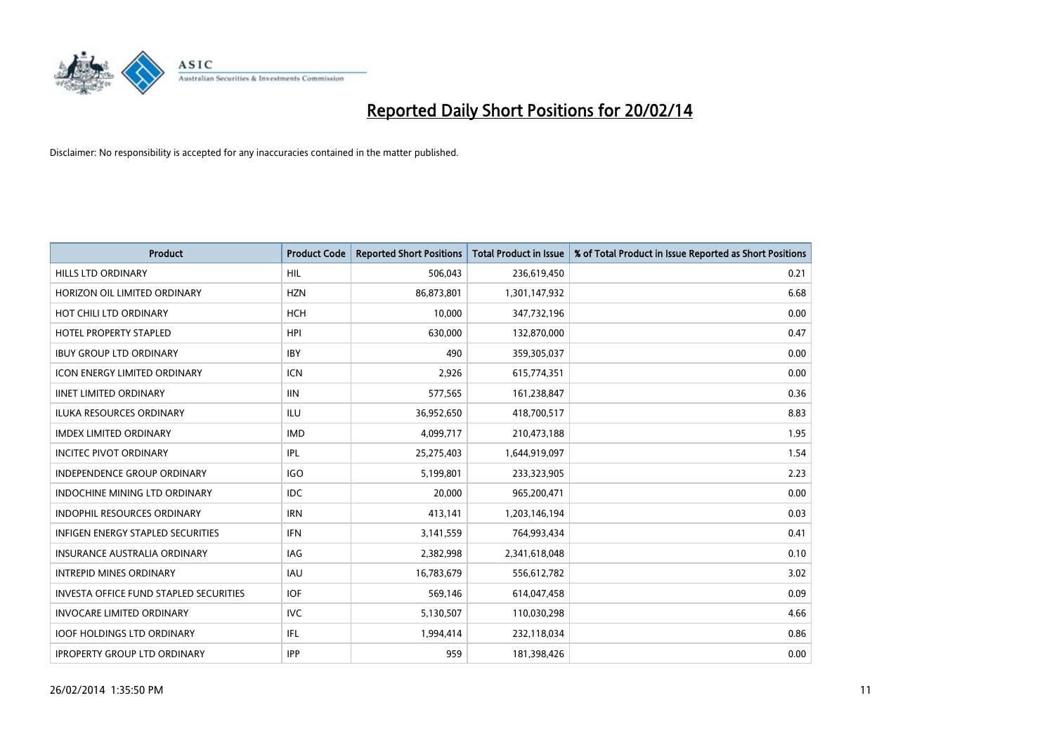# Reported Daily Short Positions for 20/02/14

Disclaimer: No responsibility is accepted for any inaccuracies contained in the matter published.

| Product | Product Code | Reported Short Positions | Total Product in Issue | % of Total Product in Issue Reported as Short Positions |
|---|---|---|---|---|
| HILLS LTD ORDINARY | HIL | 506,043 | 236,619,450 | 0.21 |
| HORIZON OIL LIMITED ORDINARY | HZN | 86,873,801 | 1,301,147,932 | 6.68 |
| HOT CHILI LTD ORDINARY | HCH | 10,000 | 347,732,196 | 0.00 |
| HOTEL PROPERTY STAPLED | HPI | 630,000 | 132,870,000 | 0.47 |
| IBUY GROUP LTD ORDINARY | IBY | 490 | 359,305,037 | 0.00 |
| ICON ENERGY LIMITED ORDINARY | ICN | 2,926 | 615,774,351 | 0.00 |
| IINET LIMITED ORDINARY | IIN | 577,565 | 161,238,847 | 0.36 |
| ILUKA RESOURCES ORDINARY | ILU | 36,952,650 | 418,700,517 | 8.83 |
| IMDEX LIMITED ORDINARY | IMD | 4,099,717 | 210,473,188 | 1.95 |
| INCITEC PIVOT ORDINARY | IPL | 25,275,403 | 1,644,919,097 | 1.54 |
| INDEPENDENCE GROUP ORDINARY | IGO | 5,199,801 | 233,323,905 | 2.23 |
| INDOCHINE MINING LTD ORDINARY | IDC | 20,000 | 965,200,471 | 0.00 |
| INDOPHIL RESOURCES ORDINARY | IRN | 413,141 | 1,203,146,194 | 0.03 |
| INFIGEN ENERGY STAPLED SECURITIES | IFN | 3,141,559 | 764,993,434 | 0.41 |
| INSURANCE AUSTRALIA ORDINARY | IAG | 2,382,998 | 2,341,618,048 | 0.10 |
| INTREPID MINES ORDINARY | IAU | 16,783,679 | 556,612,782 | 3.02 |
| INVESTA OFFICE FUND STAPLED SECURITIES | IOF | 569,146 | 614,047,458 | 0.09 |
| INVOCARE LIMITED ORDINARY | IVC | 5,130,507 | 110,030,298 | 4.66 |
| IOOF HOLDINGS LTD ORDINARY | IFL | 1,994,414 | 232,118,034 | 0.86 |
| IPROPERTY GROUP LTD ORDINARY | IPP | 959 | 181,398,426 | 0.00 |

26/02/2014 1:35:50 PM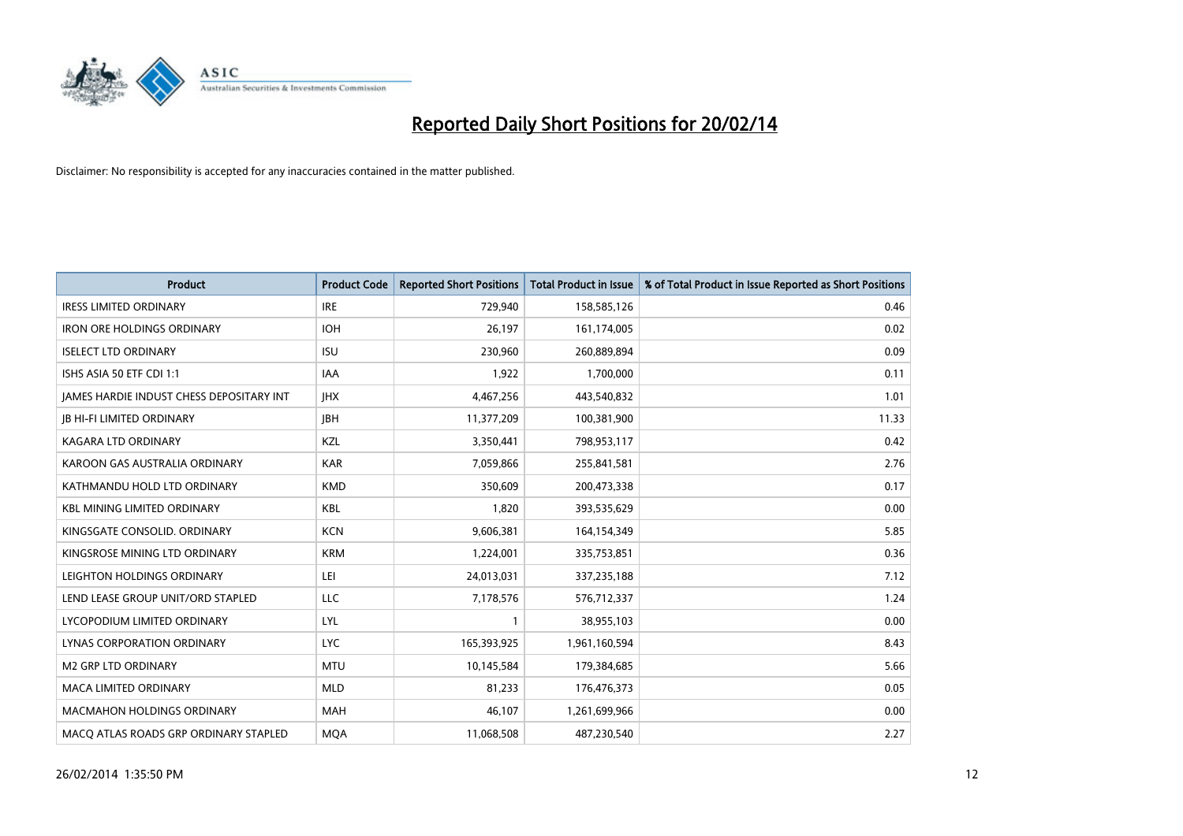# Reported Daily Short Positions for 20/02/14

Disclaimer: No responsibility is accepted for any inaccuracies contained in the matter published.

| Product | Product Code | Reported Short Positions | Total Product in Issue | % of Total Product in Issue Reported as Short Positions |
|---|---|---|---|---|
| IRESS LIMITED ORDINARY | IRE | 729,940 | 158,585,126 | 0.46 |
| IRON ORE HOLDINGS ORDINARY | IOH | 26,197 | 161,174,005 | 0.02 |
| ISELECT LTD ORDINARY | ISU | 230,960 | 260,889,894 | 0.09 |
| ISHS ASIA 50 ETF CDI 1:1 | IAA | 1,922 | 1,700,000 | 0.11 |
| JAMES HARDIE INDUST CHESS DEPOSITARY INT | JHX | 4,467,256 | 443,540,832 | 1.01 |
| JB HI-FI LIMITED ORDINARY | JBH | 11,377,209 | 100,381,900 | 11.33 |
| KAGARA LTD ORDINARY | KZL | 3,350,441 | 798,953,117 | 0.42 |
| KAROON GAS AUSTRALIA ORDINARY | KAR | 7,059,866 | 255,841,581 | 2.76 |
| KATHMANDU HOLD LTD ORDINARY | KMD | 350,609 | 200,473,338 | 0.17 |
| KBL MINING LIMITED ORDINARY | KBL | 1,820 | 393,535,629 | 0.00 |
| KINGSGATE CONSOLID. ORDINARY | KCN | 9,606,381 | 164,154,349 | 5.85 |
| KINGSROSE MINING LTD ORDINARY | KRM | 1,224,001 | 335,753,851 | 0.36 |
| LEIGHTON HOLDINGS ORDINARY | LEI | 24,013,031 | 337,235,188 | 7.12 |
| LEND LEASE GROUP UNIT/ORD STAPLED | LLC | 7,178,576 | 576,712,337 | 1.24 |
| LYCOPODIUM LIMITED ORDINARY | LYL | 1 | 38,955,103 | 0.00 |
| LYNAS CORPORATION ORDINARY | LYC | 165,393,925 | 1,961,160,594 | 8.43 |
| M2 GRP LTD ORDINARY | MTU | 10,145,584 | 179,384,685 | 5.66 |
| MACA LIMITED ORDINARY | MLD | 81,233 | 176,476,373 | 0.05 |
| MACMAHON HOLDINGS ORDINARY | MAH | 46,107 | 1,261,699,966 | 0.00 |
| MACQ ATLAS ROADS GRP ORDINARY STAPLED | MQA | 11,068,508 | 487,230,540 | 2.27 |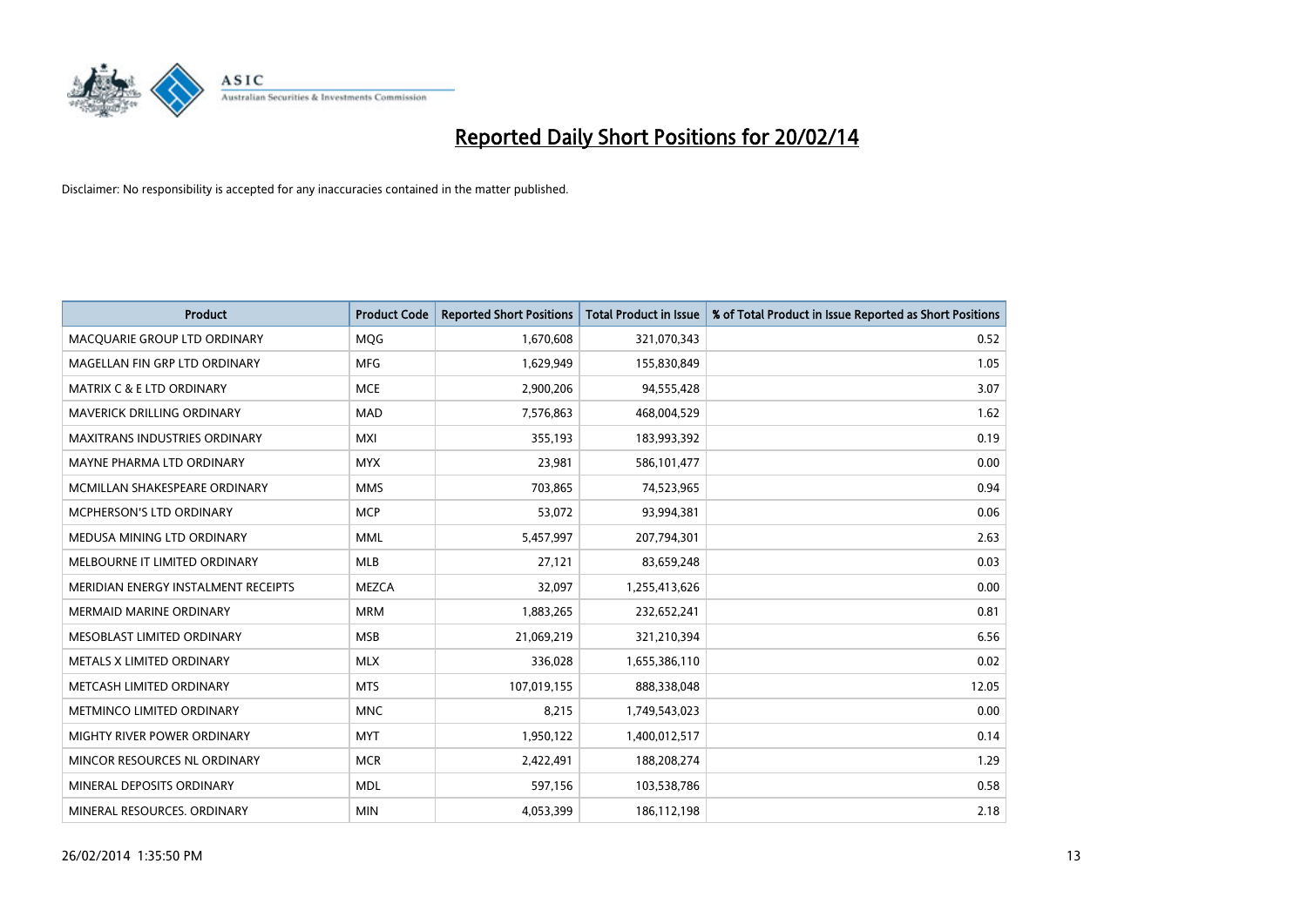# Reported Daily Short Positions for 20/02/14

Disclaimer: No responsibility is accepted for any inaccuracies contained in the matter published.

| Product | Product Code | Reported Short Positions | Total Product in Issue | % of Total Product in Issue Reported as Short Positions |
|---|---|---|---|---|
| MACQUARIE GROUP LTD ORDINARY | MQG | 1,670,608 | 321,070,343 | 0.52 |
| MAGELLAN FIN GRP LTD ORDINARY | MFG | 1,629,949 | 155,830,849 | 1.05 |
| MATRIX C & E LTD ORDINARY | MCE | 2,900,206 | 94,555,428 | 3.07 |
| MAVERICK DRILLING ORDINARY | MAD | 7,576,863 | 468,004,529 | 1.62 |
| MAXITRANS INDUSTRIES ORDINARY | MXI | 355,193 | 183,993,392 | 0.19 |
| MAYNE PHARMA LTD ORDINARY | MYX | 23,981 | 586,101,477 | 0.00 |
| MCMILLAN SHAKESPEARE ORDINARY | MMS | 703,865 | 74,523,965 | 0.94 |
| MCPHERSON'S LTD ORDINARY | MCP | 53,072 | 93,994,381 | 0.06 |
| MEDUSA MINING LTD ORDINARY | MML | 5,457,997 | 207,794,301 | 2.63 |
| MELBOURNE IT LIMITED ORDINARY | MLB | 27,121 | 83,659,248 | 0.03 |
| MERIDIAN ENERGY INSTALMENT RECEIPTS | MEZCA | 32,097 | 1,255,413,626 | 0.00 |
| MERMAID MARINE ORDINARY | MRM | 1,883,265 | 232,652,241 | 0.81 |
| MESOBLAST LIMITED ORDINARY | MSB | 21,069,219 | 321,210,394 | 6.56 |
| METALS X LIMITED ORDINARY | MLX | 336,028 | 1,655,386,110 | 0.02 |
| METCASH LIMITED ORDINARY | MTS | 107,019,155 | 888,338,048 | 12.05 |
| METMINCO LIMITED ORDINARY | MNC | 8,215 | 1,749,543,023 | 0.00 |
| MIGHTY RIVER POWER ORDINARY | MYT | 1,950,122 | 1,400,012,517 | 0.14 |
| MINCOR RESOURCES NL ORDINARY | MCR | 2,422,491 | 188,208,274 | 1.29 |
| MINERAL DEPOSITS ORDINARY | MDL | 597,156 | 103,538,786 | 0.58 |
| MINERAL RESOURCES. ORDINARY | MIN | 4,053,399 | 186,112,198 | 2.18 |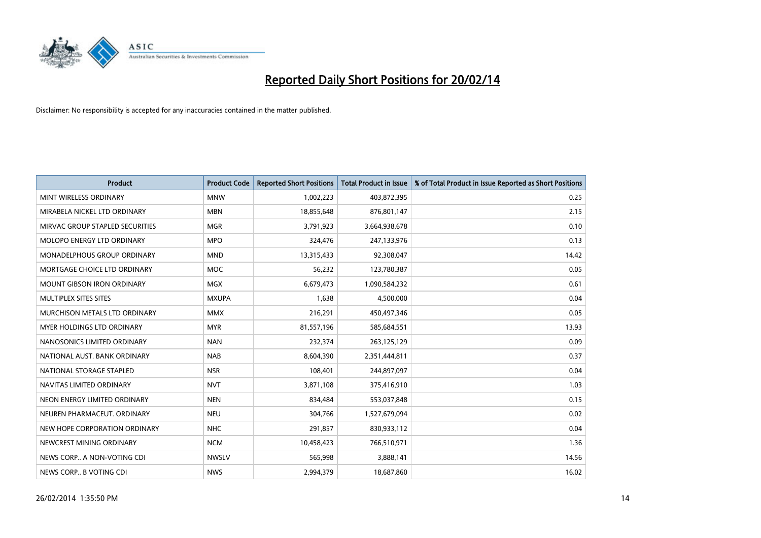# Reported Daily Short Positions for 20/02/14

Disclaimer: No responsibility is accepted for any inaccuracies contained in the matter published.

| Product | Product Code | Reported Short Positions | Total Product in Issue | % of Total Product in Issue Reported as Short Positions |
|---|---|---|---|---|
| MINT WIRELESS ORDINARY | MNW | 1,002,223 | 403,872,395 | 0.25 |
| MIRABELA NICKEL LTD ORDINARY | MBN | 18,855,648 | 876,801,147 | 2.15 |
| MIRVAC GROUP STAPLED SECURITIES | MGR | 3,791,923 | 3,664,938,678 | 0.10 |
| MOLOPO ENERGY LTD ORDINARY | MPO | 324,476 | 247,133,976 | 0.13 |
| MONADELPHOUS GROUP ORDINARY | MND | 13,315,433 | 92,308,047 | 14.42 |
| MORTGAGE CHOICE LTD ORDINARY | MOC | 56,232 | 123,780,387 | 0.05 |
| MOUNT GIBSON IRON ORDINARY | MGX | 6,679,473 | 1,090,584,232 | 0.61 |
| MULTIPLEX SITES SITES | MXUPA | 1,638 | 4,500,000 | 0.04 |
| MURCHISON METALS LTD ORDINARY | MMX | 216,291 | 450,497,346 | 0.05 |
| MYER HOLDINGS LTD ORDINARY | MYR | 81,557,196 | 585,684,551 | 13.93 |
| NANOSONICS LIMITED ORDINARY | NAN | 232,374 | 263,125,129 | 0.09 |
| NATIONAL AUST. BANK ORDINARY | NAB | 8,604,390 | 2,351,444,811 | 0.37 |
| NATIONAL STORAGE STAPLED | NSR | 108,401 | 244,897,097 | 0.04 |
| NAVITAS LIMITED ORDINARY | NVT | 3,871,108 | 375,416,910 | 1.03 |
| NEON ENERGY LIMITED ORDINARY | NEN | 834,484 | 553,037,848 | 0.15 |
| NEUREN PHARMACEUT. ORDINARY | NEU | 304,766 | 1,527,679,094 | 0.02 |
| NEW HOPE CORPORATION ORDINARY | NHC | 291,857 | 830,933,112 | 0.04 |
| NEWCREST MINING ORDINARY | NCM | 10,458,423 | 766,510,971 | 1.36 |
| NEWS CORP.. A NON-VOTING CDI | NWSLV | 565,998 | 3,888,141 | 14.56 |
| NEWS CORP.. B VOTING CDI | NWS | 2,994,379 | 18,687,860 | 16.02 |

26/02/2014 1:35:50 PM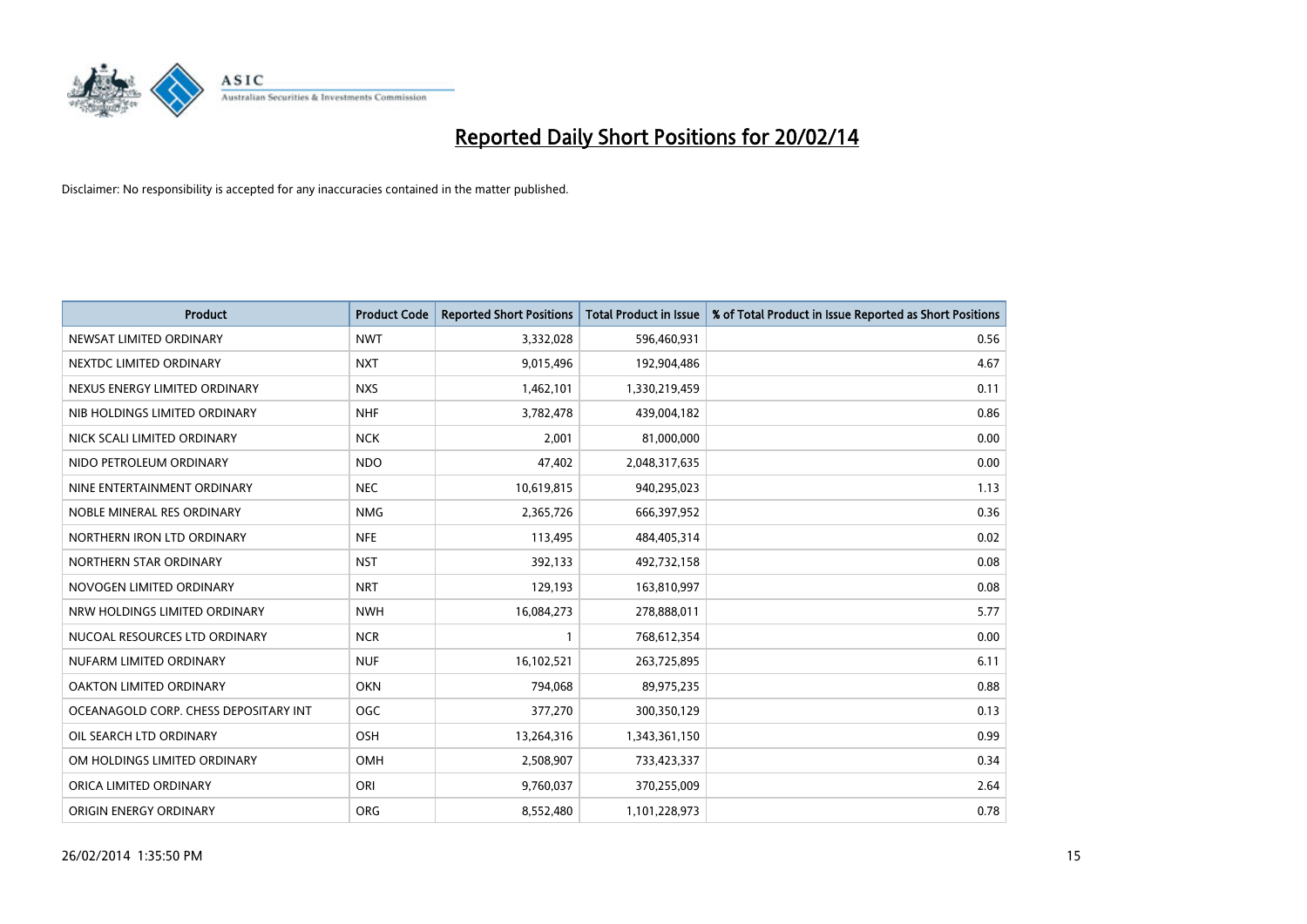# Reported Daily Short Positions for 20/02/14

Disclaimer: No responsibility is accepted for any inaccuracies contained in the matter published.

| Product | Product Code | Reported Short Positions | Total Product in Issue | % of Total Product in Issue Reported as Short Positions |
|---|---|---|---|---|
| NEWSAT LIMITED ORDINARY | NWT | 3,332,028 | 596,460,931 | 0.56 |
| NEXTDC LIMITED ORDINARY | NXT | 9,015,496 | 192,904,486 | 4.67 |
| NEXUS ENERGY LIMITED ORDINARY | NXS | 1,462,101 | 1,330,219,459 | 0.11 |
| NIB HOLDINGS LIMITED ORDINARY | NHF | 3,782,478 | 439,004,182 | 0.86 |
| NICK SCALI LIMITED ORDINARY | NCK | 2,001 | 81,000,000 | 0.00 |
| NIDO PETROLEUM ORDINARY | NDO | 47,402 | 2,048,317,635 | 0.00 |
| NINE ENTERTAINMENT ORDINARY | NEC | 10,619,815 | 940,295,023 | 1.13 |
| NOBLE MINERAL RES ORDINARY | NMG | 2,365,726 | 666,397,952 | 0.36 |
| NORTHERN IRON LTD ORDINARY | NFE | 113,495 | 484,405,314 | 0.02 |
| NORTHERN STAR ORDINARY | NST | 392,133 | 492,732,158 | 0.08 |
| NOVOGEN LIMITED ORDINARY | NRT | 129,193 | 163,810,997 | 0.08 |
| NRW HOLDINGS LIMITED ORDINARY | NWH | 16,084,273 | 278,888,011 | 5.77 |
| NUCOAL RESOURCES LTD ORDINARY | NCR | 1 | 768,612,354 | 0.00 |
| NUFARM LIMITED ORDINARY | NUF | 16,102,521 | 263,725,895 | 6.11 |
| OAKTON LIMITED ORDINARY | OKN | 794,068 | 89,975,235 | 0.88 |
| OCEANAGOLD CORP. CHESS DEPOSITARY INT | OGC | 377,270 | 300,350,129 | 0.13 |
| OIL SEARCH LTD ORDINARY | OSH | 13,264,316 | 1,343,361,150 | 0.99 |
| OM HOLDINGS LIMITED ORDINARY | OMH | 2,508,907 | 733,423,337 | 0.34 |
| ORICA LIMITED ORDINARY | ORI | 9,760,037 | 370,255,009 | 2.64 |
| ORIGIN ENERGY ORDINARY | ORG | 8,552,480 | 1,101,228,973 | 0.78 |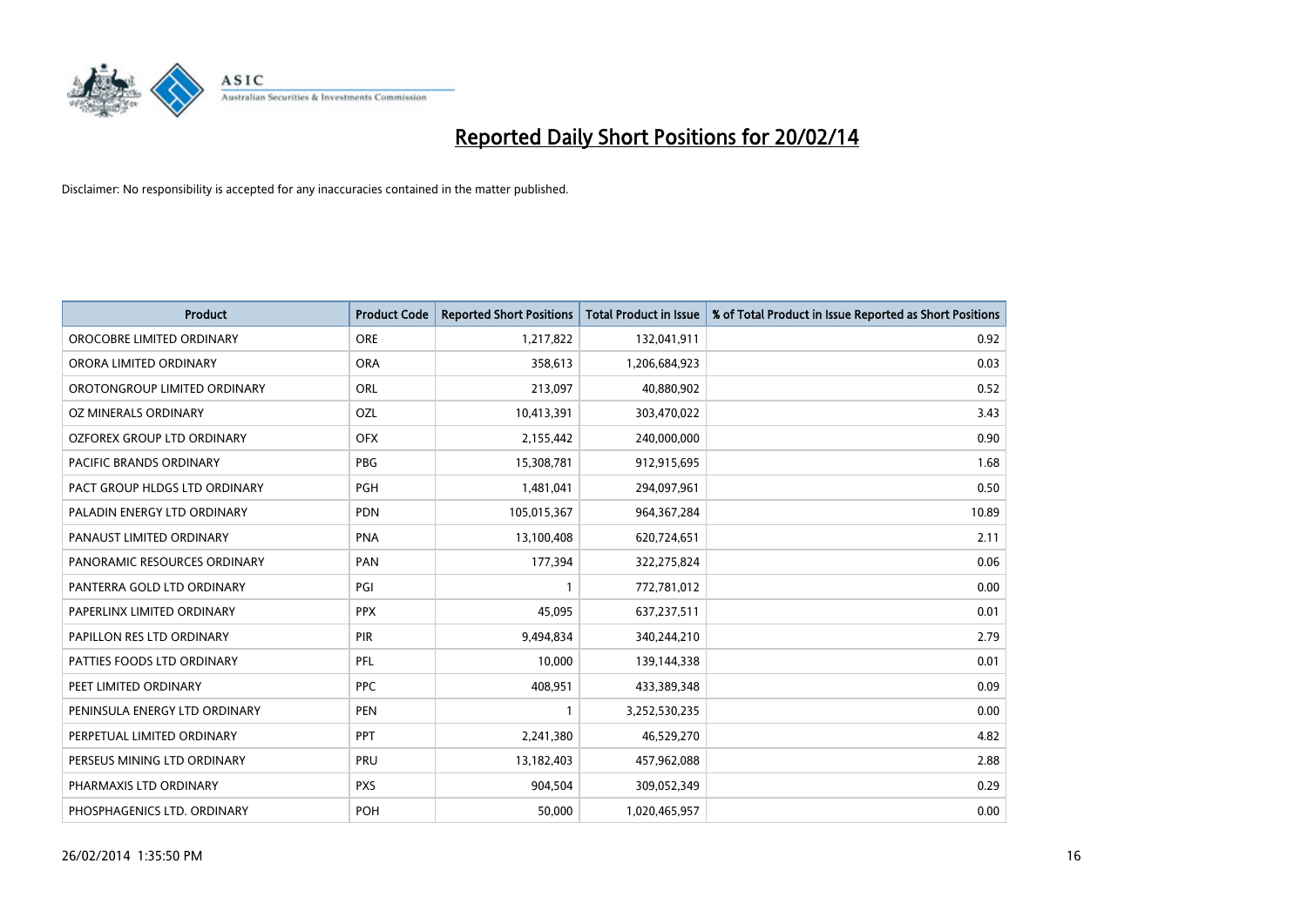# Reported Daily Short Positions for 20/02/14

Disclaimer: No responsibility is accepted for any inaccuracies contained in the matter published.

| Product | Product Code | Reported Short Positions | Total Product in Issue | % of Total Product in Issue Reported as Short Positions |
|---|---|---|---|---|
| OROCOBRE LIMITED ORDINARY | ORE | 1,217,822 | 132,041,911 | 0.92 |
| ORORA LIMITED ORDINARY | ORA | 358,613 | 1,206,684,923 | 0.03 |
| OROTONGROUP LIMITED ORDINARY | ORL | 213,097 | 40,880,902 | 0.52 |
| OZ MINERALS ORDINARY | OZL | 10,413,391 | 303,470,022 | 3.43 |
| OZFOREX GROUP LTD ORDINARY | OFX | 2,155,442 | 240,000,000 | 0.90 |
| PACIFIC BRANDS ORDINARY | PBG | 15,308,781 | 912,915,695 | 1.68 |
| PACT GROUP HLDGS LTD ORDINARY | PGH | 1,481,041 | 294,097,961 | 0.50 |
| PALADIN ENERGY LTD ORDINARY | PDN | 105,015,367 | 964,367,284 | 10.89 |
| PANAUST LIMITED ORDINARY | PNA | 13,100,408 | 620,724,651 | 2.11 |
| PANORAMIC RESOURCES ORDINARY | PAN | 177,394 | 322,275,824 | 0.06 |
| PANTERRA GOLD LTD ORDINARY | PGI | 1 | 772,781,012 | 0.00 |
| PAPERLINX LIMITED ORDINARY | PPX | 45,095 | 637,237,511 | 0.01 |
| PAPILLON RES LTD ORDINARY | PIR | 9,494,834 | 340,244,210 | 2.79 |
| PATTIES FOODS LTD ORDINARY | PFL | 10,000 | 139,144,338 | 0.01 |
| PEET LIMITED ORDINARY | PPC | 408,951 | 433,389,348 | 0.09 |
| PENINSULA ENERGY LTD ORDINARY | PEN | 1 | 3,252,530,235 | 0.00 |
| PERPETUAL LIMITED ORDINARY | PPT | 2,241,380 | 46,529,270 | 4.82 |
| PERSEUS MINING LTD ORDINARY | PRU | 13,182,403 | 457,962,088 | 2.88 |
| PHARMAXIS LTD ORDINARY | PXS | 904,504 | 309,052,349 | 0.29 |
| PHOSPHAGENICS LTD. ORDINARY | POH | 50,000 | 1,020,465,957 | 0.00 |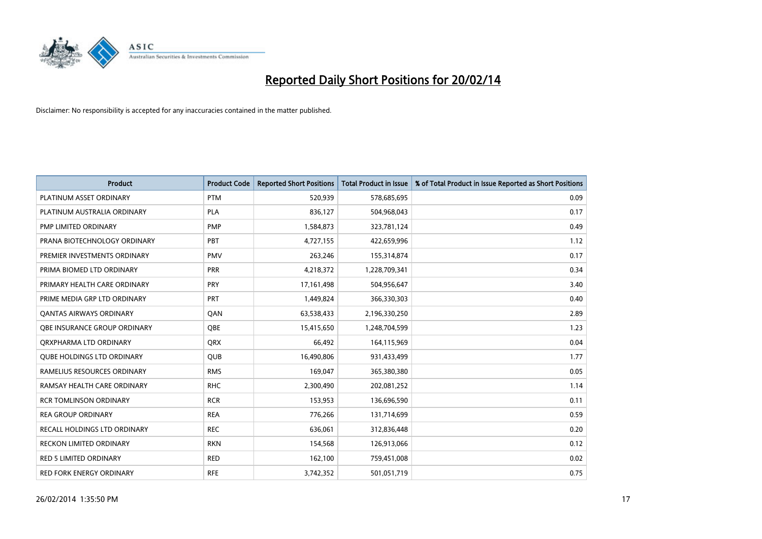# Reported Daily Short Positions for 20/02/14

Disclaimer: No responsibility is accepted for any inaccuracies contained in the matter published.

| Product | Product Code | Reported Short Positions | Total Product in Issue | % of Total Product in Issue Reported as Short Positions |
|---|---|---|---|---|
| PLATINUM ASSET ORDINARY | PTM | 520,939 | 578,685,695 | 0.09 |
| PLATINUM AUSTRALIA ORDINARY | PLA | 836,127 | 504,968,043 | 0.17 |
| PMP LIMITED ORDINARY | PMP | 1,584,873 | 323,781,124 | 0.49 |
| PRANA BIOTECHNOLOGY ORDINARY | PBT | 4,727,155 | 422,659,996 | 1.12 |
| PREMIER INVESTMENTS ORDINARY | PMV | 263,246 | 155,314,874 | 0.17 |
| PRIMA BIOMED LTD ORDINARY | PRR | 4,218,372 | 1,228,709,341 | 0.34 |
| PRIMARY HEALTH CARE ORDINARY | PRY | 17,161,498 | 504,956,647 | 3.40 |
| PRIME MEDIA GRP LTD ORDINARY | PRT | 1,449,824 | 366,330,303 | 0.40 |
| QANTAS AIRWAYS ORDINARY | QAN | 63,538,433 | 2,196,330,250 | 2.89 |
| QBE INSURANCE GROUP ORDINARY | QBE | 15,415,650 | 1,248,704,599 | 1.23 |
| QRXPHARMA LTD ORDINARY | QRX | 66,492 | 164,115,969 | 0.04 |
| QUBE HOLDINGS LTD ORDINARY | QUB | 16,490,806 | 931,433,499 | 1.77 |
| RAMELIUS RESOURCES ORDINARY | RMS | 169,047 | 365,380,380 | 0.05 |
| RAMSAY HEALTH CARE ORDINARY | RHC | 2,300,490 | 202,081,252 | 1.14 |
| RCR TOMLINSON ORDINARY | RCR | 153,953 | 136,696,590 | 0.11 |
| REA GROUP ORDINARY | REA | 776,266 | 131,714,699 | 0.59 |
| RECALL HOLDINGS LTD ORDINARY | REC | 636,061 | 312,836,448 | 0.20 |
| RECKON LIMITED ORDINARY | RKN | 154,568 | 126,913,066 | 0.12 |
| RED 5 LIMITED ORDINARY | RED | 162,100 | 759,451,008 | 0.02 |
| RED FORK ENERGY ORDINARY | RFE | 3,742,352 | 501,051,719 | 0.75 |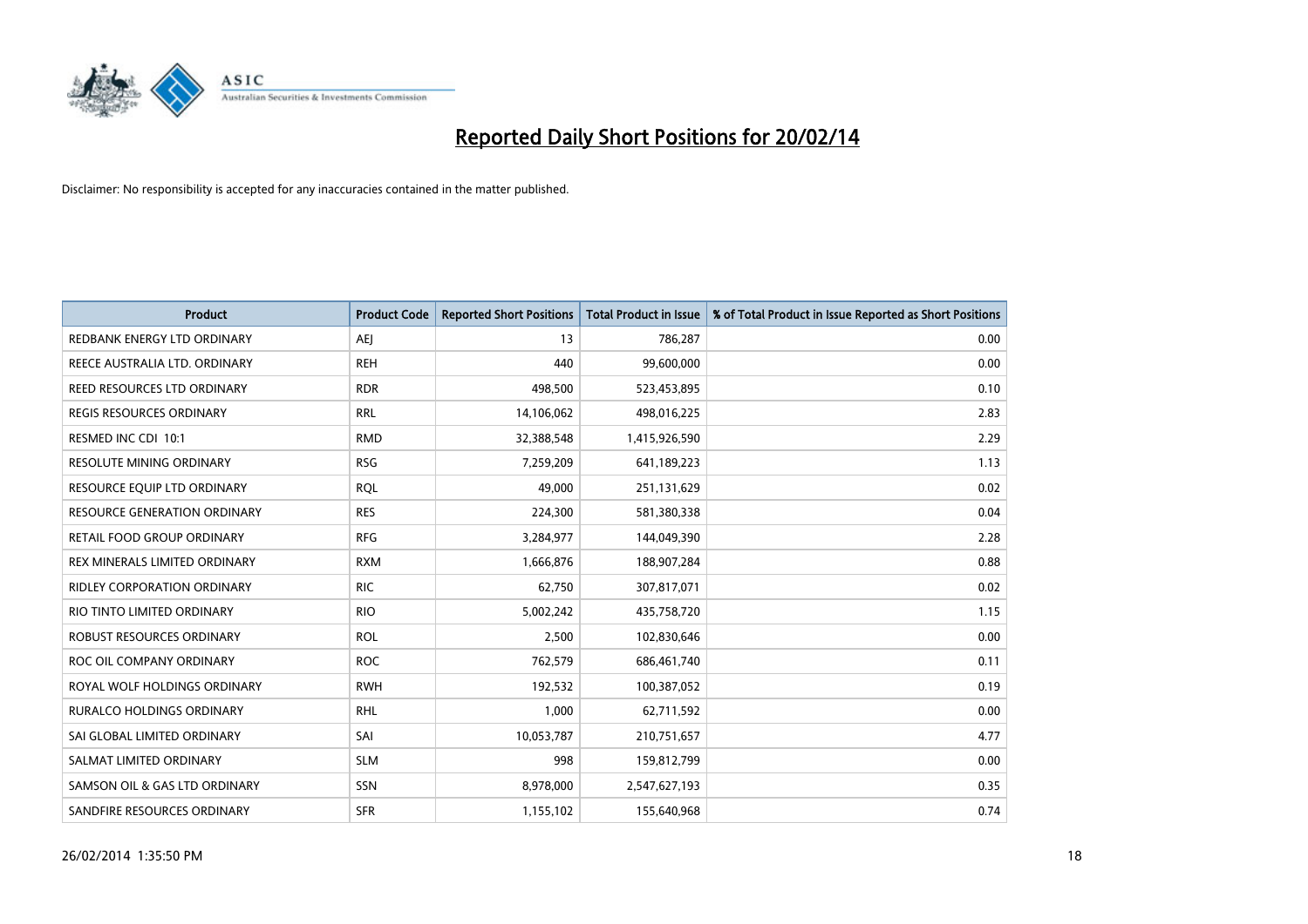# Reported Daily Short Positions for 20/02/14

Disclaimer: No responsibility is accepted for any inaccuracies contained in the matter published.

| Product | Product Code | Reported Short Positions | Total Product in Issue | % of Total Product in Issue Reported as Short Positions |
| --- | --- | --- | --- | --- |
| REDBANK ENERGY LTD ORDINARY | AEJ | 13 | 786,287 | 0.00 |
| REECE AUSTRALIA LTD. ORDINARY | REH | 440 | 99,600,000 | 0.00 |
| REED RESOURCES LTD ORDINARY | RDR | 498,500 | 523,453,895 | 0.10 |
| REGIS RESOURCES ORDINARY | RRL | 14,106,062 | 498,016,225 | 2.83 |
| RESMED INC CDI 10:1 | RMD | 32,388,548 | 1,415,926,590 | 2.29 |
| RESOLUTE MINING ORDINARY | RSG | 7,259,209 | 641,189,223 | 1.13 |
| RESOURCE EQUIP LTD ORDINARY | RQL | 49,000 | 251,131,629 | 0.02 |
| RESOURCE GENERATION ORDINARY | RES | 224,300 | 581,380,338 | 0.04 |
| RETAIL FOOD GROUP ORDINARY | RFG | 3,284,977 | 144,049,390 | 2.28 |
| REX MINERALS LIMITED ORDINARY | RXM | 1,666,876 | 188,907,284 | 0.88 |
| RIDLEY CORPORATION ORDINARY | RIC | 62,750 | 307,817,071 | 0.02 |
| RIO TINTO LIMITED ORDINARY | RIO | 5,002,242 | 435,758,720 | 1.15 |
| ROBUST RESOURCES ORDINARY | ROL | 2,500 | 102,830,646 | 0.00 |
| ROC OIL COMPANY ORDINARY | ROC | 762,579 | 686,461,740 | 0.11 |
| ROYAL WOLF HOLDINGS ORDINARY | RWH | 192,532 | 100,387,052 | 0.19 |
| RURALCO HOLDINGS ORDINARY | RHL | 1,000 | 62,711,592 | 0.00 |
| SAI GLOBAL LIMITED ORDINARY | SAI | 10,053,787 | 210,751,657 | 4.77 |
| SALMAT LIMITED ORDINARY | SLM | 998 | 159,812,799 | 0.00 |
| SAMSON OIL & GAS LTD ORDINARY | SSN | 8,978,000 | 2,547,627,193 | 0.35 |
| SANDFIRE RESOURCES ORDINARY | SFR | 1,155,102 | 155,640,968 | 0.74 |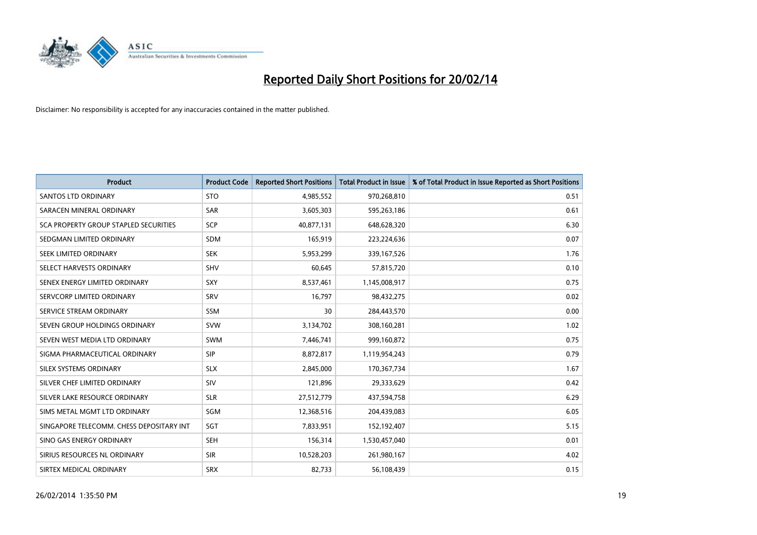# Reported Daily Short Positions for 20/02/14

Disclaimer: No responsibility is accepted for any inaccuracies contained in the matter published.

| Product | Product Code | Reported Short Positions | Total Product in Issue | % of Total Product in Issue Reported as Short Positions |
| --- | --- | --- | --- | --- |
| SANTOS LTD ORDINARY | STO | 4,985,552 | 970,268,810 | 0.51 |
| SARACEN MINERAL ORDINARY | SAR | 3,605,303 | 595,263,186 | 0.61 |
| SCA PROPERTY GROUP STAPLED SECURITIES | SCP | 40,877,131 | 648,628,320 | 6.30 |
| SEDGMAN LIMITED ORDINARY | SDM | 165,919 | 223,224,636 | 0.07 |
| SEEK LIMITED ORDINARY | SEK | 5,953,299 | 339,167,526 | 1.76 |
| SELECT HARVESTS ORDINARY | SHV | 60,645 | 57,815,720 | 0.10 |
| SENEX ENERGY LIMITED ORDINARY | SXY | 8,537,461 | 1,145,008,917 | 0.75 |
| SERVCORP LIMITED ORDINARY | SRV | 16,797 | 98,432,275 | 0.02 |
| SERVICE STREAM ORDINARY | SSM | 30 | 284,443,570 | 0.00 |
| SEVEN GROUP HOLDINGS ORDINARY | SVW | 3,134,702 | 308,160,281 | 1.02 |
| SEVEN WEST MEDIA LTD ORDINARY | SWM | 7,446,741 | 999,160,872 | 0.75 |
| SIGMA PHARMACEUTICAL ORDINARY | SIP | 8,872,817 | 1,119,954,243 | 0.79 |
| SILEX SYSTEMS ORDINARY | SLX | 2,845,000 | 170,367,734 | 1.67 |
| SILVER CHEF LIMITED ORDINARY | SIV | 121,896 | 29,333,629 | 0.42 |
| SILVER LAKE RESOURCE ORDINARY | SLR | 27,512,779 | 437,594,758 | 6.29 |
| SIMS METAL MGMT LTD ORDINARY | SGM | 12,368,516 | 204,439,083 | 6.05 |
| SINGAPORE TELECOMM. CHESS DEPOSITARY INT | SGT | 7,833,951 | 152,192,407 | 5.15 |
| SINO GAS ENERGY ORDINARY | SEH | 156,314 | 1,530,457,040 | 0.01 |
| SIRIUS RESOURCES NL ORDINARY | SIR | 10,528,203 | 261,980,167 | 4.02 |
| SIRTEX MEDICAL ORDINARY | SRX | 82,733 | 56,108,439 | 0.15 |

26/02/2014 1:35:50 PM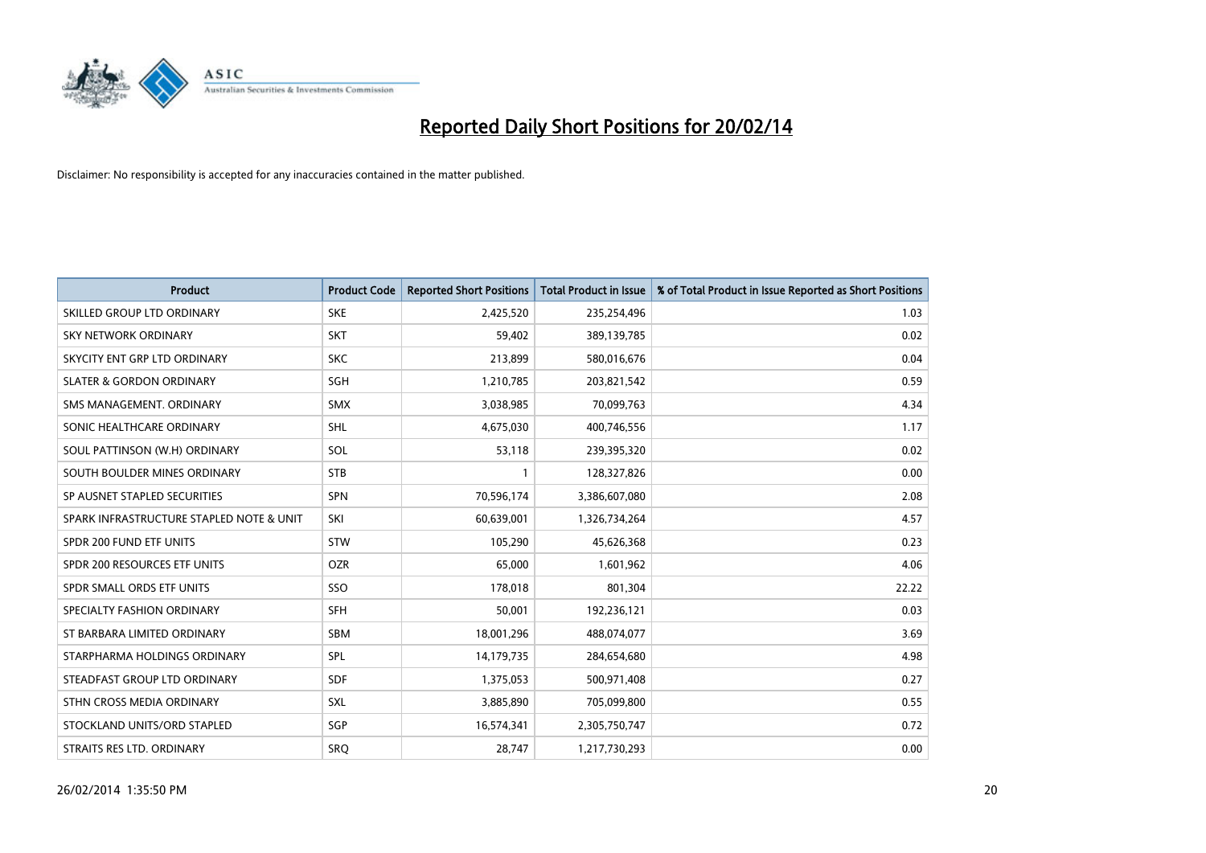# Reported Daily Short Positions for 20/02/14

Disclaimer: No responsibility is accepted for any inaccuracies contained in the matter published.

| Product | Product Code | Reported Short Positions | Total Product in Issue | % of Total Product in Issue Reported as Short Positions |
|---|---|---|---|---|
| SKILLED GROUP LTD ORDINARY | SKE | 2,425,520 | 235,254,496 | 1.03 |
| SKY NETWORK ORDINARY | SKT | 59,402 | 389,139,785 | 0.02 |
| SKYCITY ENT GRP LTD ORDINARY | SKC | 213,899 | 580,016,676 | 0.04 |
| SLATER & GORDON ORDINARY | SGH | 1,210,785 | 203,821,542 | 0.59 |
| SMS MANAGEMENT. ORDINARY | SMX | 3,038,985 | 70,099,763 | 4.34 |
| SONIC HEALTHCARE ORDINARY | SHL | 4,675,030 | 400,746,556 | 1.17 |
| SOUL PATTINSON (W.H) ORDINARY | SOL | 53,118 | 239,395,320 | 0.02 |
| SOUTH BOULDER MINES ORDINARY | STB | 1 | 128,327,826 | 0.00 |
| SP AUSNET STAPLED SECURITIES | SPN | 70,596,174 | 3,386,607,080 | 2.08 |
| SPARK INFRASTRUCTURE STAPLED NOTE & UNIT | SKI | 60,639,001 | 1,326,734,264 | 4.57 |
| SPDR 200 FUND ETF UNITS | STW | 105,290 | 45,626,368 | 0.23 |
| SPDR 200 RESOURCES ETF UNITS | OZR | 65,000 | 1,601,962 | 4.06 |
| SPDR SMALL ORDS ETF UNITS | SSO | 178,018 | 801,304 | 22.22 |
| SPECIALTY FASHION ORDINARY | SFH | 50,001 | 192,236,121 | 0.03 |
| ST BARBARA LIMITED ORDINARY | SBM | 18,001,296 | 488,074,077 | 3.69 |
| STARPHARMA HOLDINGS ORDINARY | SPL | 14,179,735 | 284,654,680 | 4.98 |
| STEADFAST GROUP LTD ORDINARY | SDF | 1,375,053 | 500,971,408 | 0.27 |
| STHN CROSS MEDIA ORDINARY | SXL | 3,885,890 | 705,099,800 | 0.55 |
| STOCKLAND UNITS/ORD STAPLED | SGP | 16,574,341 | 2,305,750,747 | 0.72 |
| STRAITS RES LTD. ORDINARY | SRQ | 28,747 | 1,217,730,293 | 0.00 |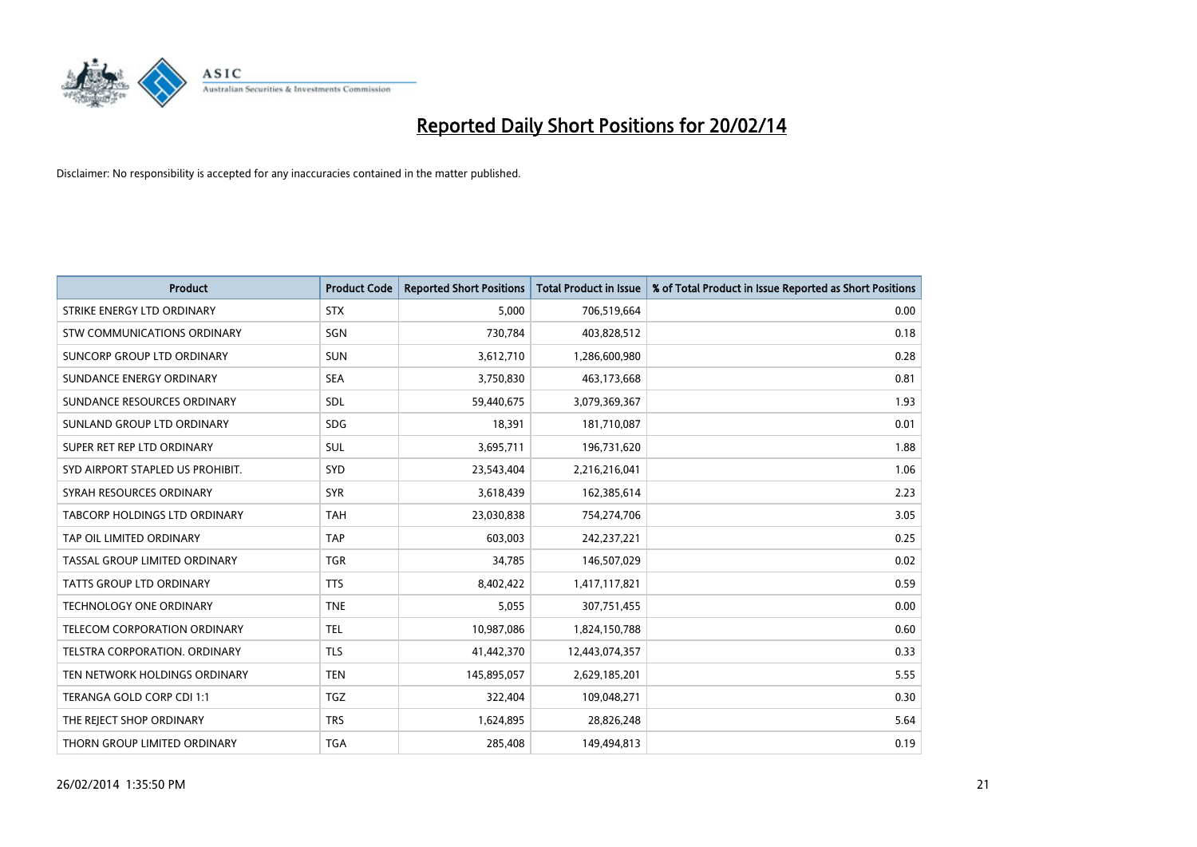# Reported Daily Short Positions for 20/02/14

Disclaimer: No responsibility is accepted for any inaccuracies contained in the matter published.

| Product | Product Code | Reported Short Positions | Total Product in Issue | % of Total Product in Issue Reported as Short Positions |
|---|---|---|---|---|
| STRIKE ENERGY LTD ORDINARY | STX | 5,000 | 706,519,664 | 0.00 |
| STW COMMUNICATIONS ORDINARY | SGN | 730,784 | 403,828,512 | 0.18 |
| SUNCORP GROUP LTD ORDINARY | SUN | 3,612,710 | 1,286,600,980 | 0.28 |
| SUNDANCE ENERGY ORDINARY | SEA | 3,750,830 | 463,173,668 | 0.81 |
| SUNDANCE RESOURCES ORDINARY | SDL | 59,440,675 | 3,079,369,367 | 1.93 |
| SUNLAND GROUP LTD ORDINARY | SDG | 18,391 | 181,710,087 | 0.01 |
| SUPER RET REP LTD ORDINARY | SUL | 3,695,711 | 196,731,620 | 1.88 |
| SYD AIRPORT STAPLED US PROHIBIT. | SYD | 23,543,404 | 2,216,216,041 | 1.06 |
| SYRAH RESOURCES ORDINARY | SYR | 3,618,439 | 162,385,614 | 2.23 |
| TABCORP HOLDINGS LTD ORDINARY | TAH | 23,030,838 | 754,274,706 | 3.05 |
| TAP OIL LIMITED ORDINARY | TAP | 603,003 | 242,237,221 | 0.25 |
| TASSAL GROUP LIMITED ORDINARY | TGR | 34,785 | 146,507,029 | 0.02 |
| TATTS GROUP LTD ORDINARY | TTS | 8,402,422 | 1,417,117,821 | 0.59 |
| TECHNOLOGY ONE ORDINARY | TNE | 5,055 | 307,751,455 | 0.00 |
| TELECOM CORPORATION ORDINARY | TEL | 10,987,086 | 1,824,150,788 | 0.60 |
| TELSTRA CORPORATION. ORDINARY | TLS | 41,442,370 | 12,443,074,357 | 0.33 |
| TEN NETWORK HOLDINGS ORDINARY | TEN | 145,895,057 | 2,629,185,201 | 5.55 |
| TERANGA GOLD CORP CDI 1:1 | TGZ | 322,404 | 109,048,271 | 0.30 |
| THE REJECT SHOP ORDINARY | TRS | 1,624,895 | 28,826,248 | 5.64 |
| THORN GROUP LIMITED ORDINARY | TGA | 285,408 | 149,494,813 | 0.19 |

26/02/2014 1:35:50 PM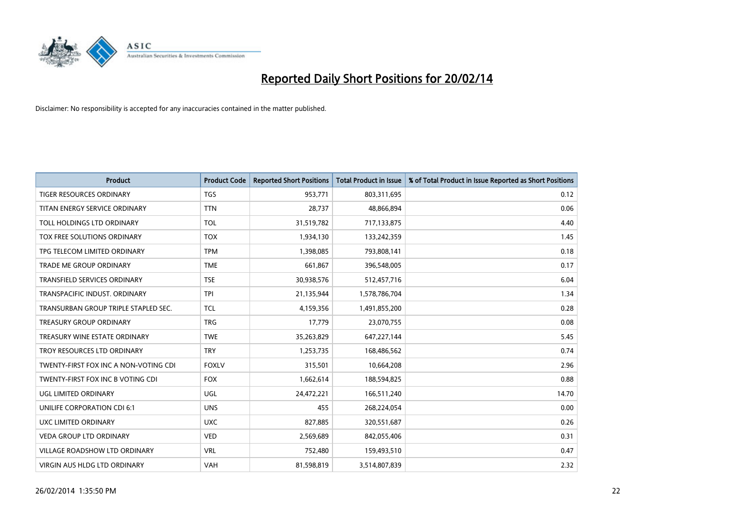# Reported Daily Short Positions for 20/02/14

Disclaimer: No responsibility is accepted for any inaccuracies contained in the matter published.

| Product | Product Code | Reported Short Positions | Total Product in Issue | % of Total Product in Issue Reported as Short Positions |
|---|---|---|---|---|
| TIGER RESOURCES ORDINARY | TGS | 953,771 | 803,311,695 | 0.12 |
| TITAN ENERGY SERVICE ORDINARY | TTN | 28,737 | 48,866,894 | 0.06 |
| TOLL HOLDINGS LTD ORDINARY | TOL | 31,519,782 | 717,133,875 | 4.40 |
| TOX FREE SOLUTIONS ORDINARY | TOX | 1,934,130 | 133,242,359 | 1.45 |
| TPG TELECOM LIMITED ORDINARY | TPM | 1,398,085 | 793,808,141 | 0.18 |
| TRADE ME GROUP ORDINARY | TME | 661,867 | 396,548,005 | 0.17 |
| TRANSFIELD SERVICES ORDINARY | TSE | 30,938,576 | 512,457,716 | 6.04 |
| TRANSPACIFIC INDUST. ORDINARY | TPI | 21,135,944 | 1,578,786,704 | 1.34 |
| TRANSURBAN GROUP TRIPLE STAPLED SEC. | TCL | 4,159,356 | 1,491,855,200 | 0.28 |
| TREASURY GROUP ORDINARY | TRG | 17,779 | 23,070,755 | 0.08 |
| TREASURY WINE ESTATE ORDINARY | TWE | 35,263,829 | 647,227,144 | 5.45 |
| TROY RESOURCES LTD ORDINARY | TRY | 1,253,735 | 168,486,562 | 0.74 |
| TWENTY-FIRST FOX INC A NON-VOTING CDI | FOXLV | 315,501 | 10,664,208 | 2.96 |
| TWENTY-FIRST FOX INC B VOTING CDI | FOX | 1,662,614 | 188,594,825 | 0.88 |
| UGL LIMITED ORDINARY | UGL | 24,472,221 | 166,511,240 | 14.70 |
| UNILIFE CORPORATION CDI 6:1 | UNS | 455 | 268,224,054 | 0.00 |
| UXC LIMITED ORDINARY | UXC | 827,885 | 320,551,687 | 0.26 |
| VEDA GROUP LTD ORDINARY | VED | 2,569,689 | 842,055,406 | 0.31 |
| VILLAGE ROADSHOW LTD ORDINARY | VRL | 752,480 | 159,493,510 | 0.47 |
| VIRGIN AUS HLDG LTD ORDINARY | VAH | 81,598,819 | 3,514,807,839 | 2.32 |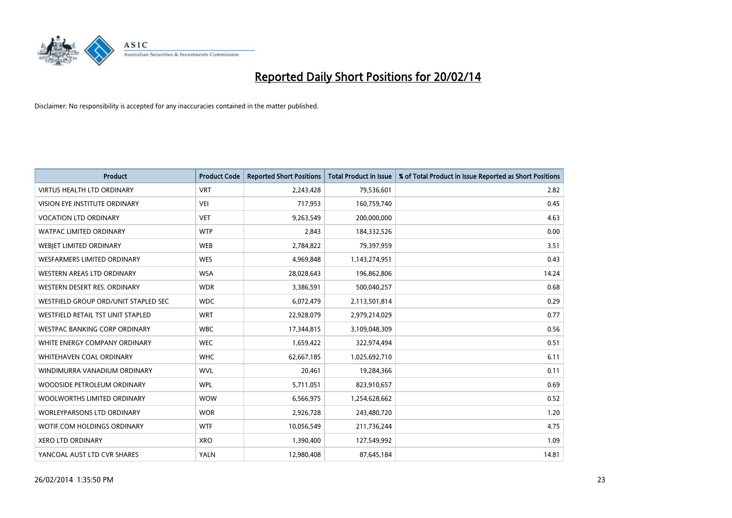# Reported Daily Short Positions for 20/02/14

Disclaimer: No responsibility is accepted for any inaccuracies contained in the matter published.

| Product | Product Code | Reported Short Positions | Total Product in Issue | % of Total Product in Issue Reported as Short Positions |
|---|---|---|---|---|
| VIRTUS HEALTH LTD ORDINARY | VRT | 2,243,428 | 79,536,601 | 2.82 |
| VISION EYE INSTITUTE ORDINARY | VEI | 717,953 | 160,759,740 | 0.45 |
| VOCATION LTD ORDINARY | VET | 9,263,549 | 200,000,000 | 4.63 |
| WATPAC LIMITED ORDINARY | WTP | 2,843 | 184,332,526 | 0.00 |
| WEBJET LIMITED ORDINARY | WEB | 2,784,822 | 79,397,959 | 3.51 |
| WESFARMERS LIMITED ORDINARY | WES | 4,969,848 | 1,143,274,951 | 0.43 |
| WESTERN AREAS LTD ORDINARY | WSA | 28,028,643 | 196,862,806 | 14.24 |
| WESTERN DESERT RES. ORDINARY | WDR | 3,386,591 | 500,040,257 | 0.68 |
| WESTFIELD GROUP ORD/UNIT STAPLED SEC | WDC | 6,072,479 | 2,113,501,814 | 0.29 |
| WESTFIELD RETAIL TST UNIT STAPLED | WRT | 22,928,079 | 2,979,214,029 | 0.77 |
| WESTPAC BANKING CORP ORDINARY | WBC | 17,344,815 | 3,109,048,309 | 0.56 |
| WHITE ENERGY COMPANY ORDINARY | WEC | 1,659,422 | 322,974,494 | 0.51 |
| WHITEHAVEN COAL ORDINARY | WHC | 62,667,185 | 1,025,692,710 | 6.11 |
| WINDIMURRA VANADIUM ORDINARY | WVL | 20,461 | 19,284,366 | 0.11 |
| WOODSIDE PETROLEUM ORDINARY | WPL | 5,711,051 | 823,910,657 | 0.69 |
| WOOLWORTHS LIMITED ORDINARY | WOW | 6,566,975 | 1,254,628,662 | 0.52 |
| WORLEYPARSONS LTD ORDINARY | WOR | 2,926,728 | 243,480,720 | 1.20 |
| WOTIF.COM HOLDINGS ORDINARY | WTF | 10,056,549 | 211,736,244 | 4.75 |
| XERO LTD ORDINARY | XRO | 1,390,400 | 127,549,992 | 1.09 |
| YANCOAL AUST LTD CVR SHARES | YALN | 12,980,408 | 87,645,184 | 14.81 |

26/02/2014 1:35:50 PM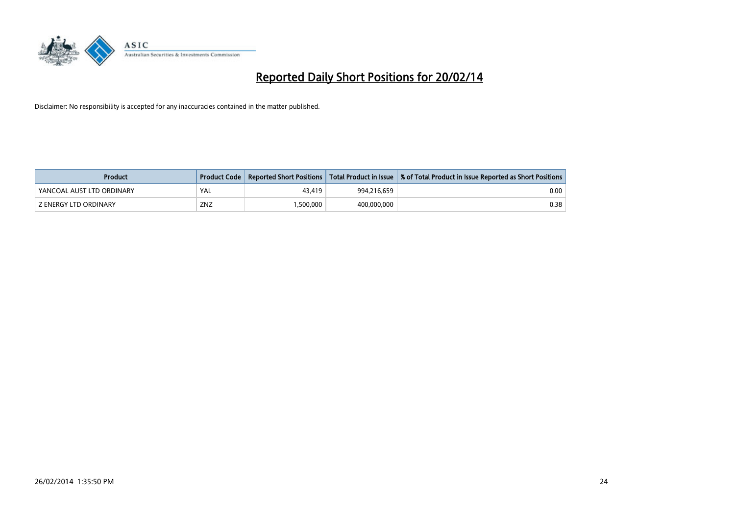# Reported Daily Short Positions for 20/02/14

Disclaimer: No responsibility is accepted for any inaccuracies contained in the matter published.

| Product | Product Code | Reported Short Positions | Total Product in Issue | % of Total Product in Issue Reported as Short Positions |
|---|---|---|---|---|
| YANCOAL AUST LTD ORDINARY | YAL | 43,419 | 994,216,659 | 0.00 |
| Z ENERGY LTD ORDINARY | ZNZ | 1,500,000 | 400,000,000 | 0.38 |